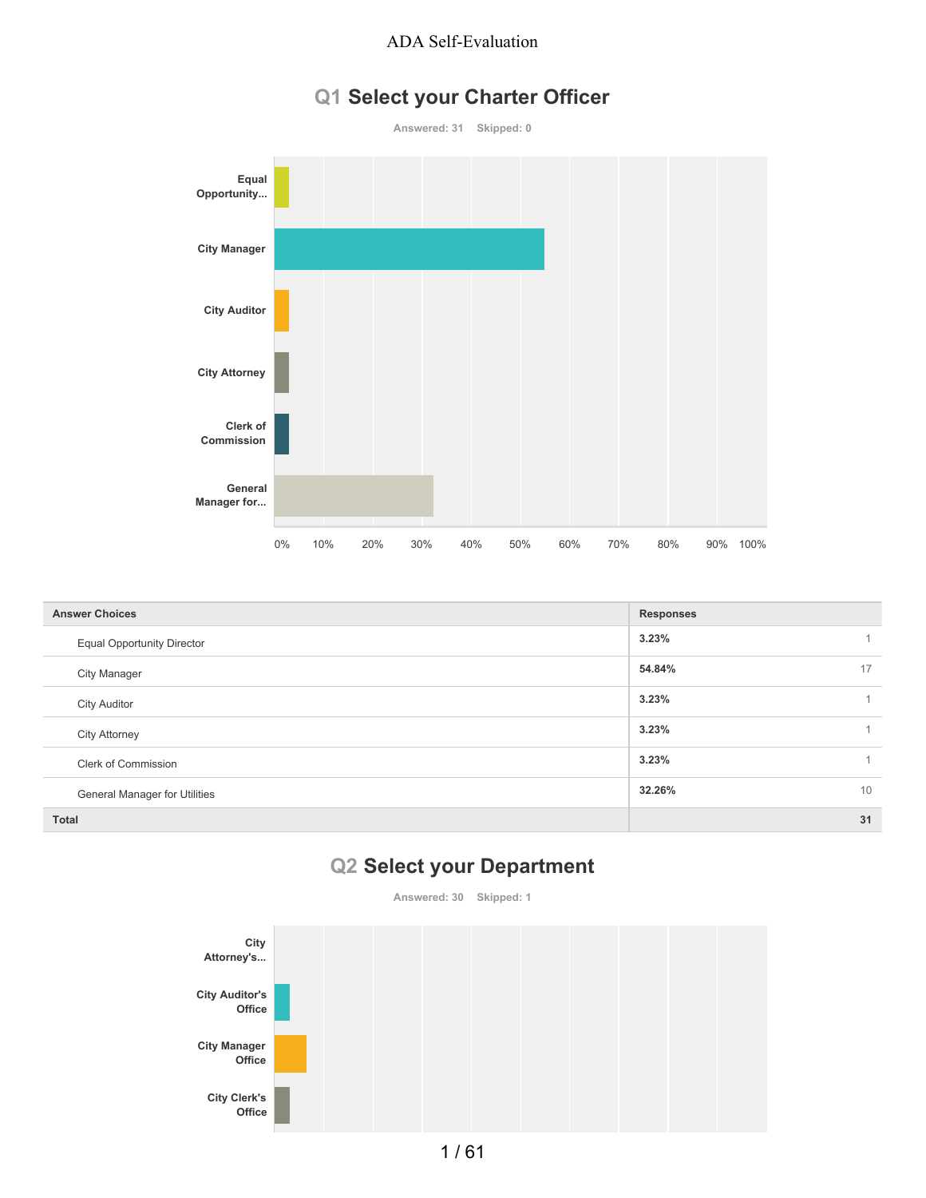ADA Self-Evaluation

## Q1 Select your Charter Officer

Answered: 31 Skipped: 0

| Answer Choices | Responses | |
|---|---|---|
| Equal Opportunity Director | 3.23% | 1 |
| City Manager | 54.84% | 17 |
| City Auditor | 3.23% | 1 |
| City Attorney | 3.23% | 1 |
| Clerk of Commission | 3.23% | 1 |
| General Manager for Utilities | 32.26% | 10 |
| **Total** | | **31** |

## Q2 Select your Department

Answered: 30 Skipped: 1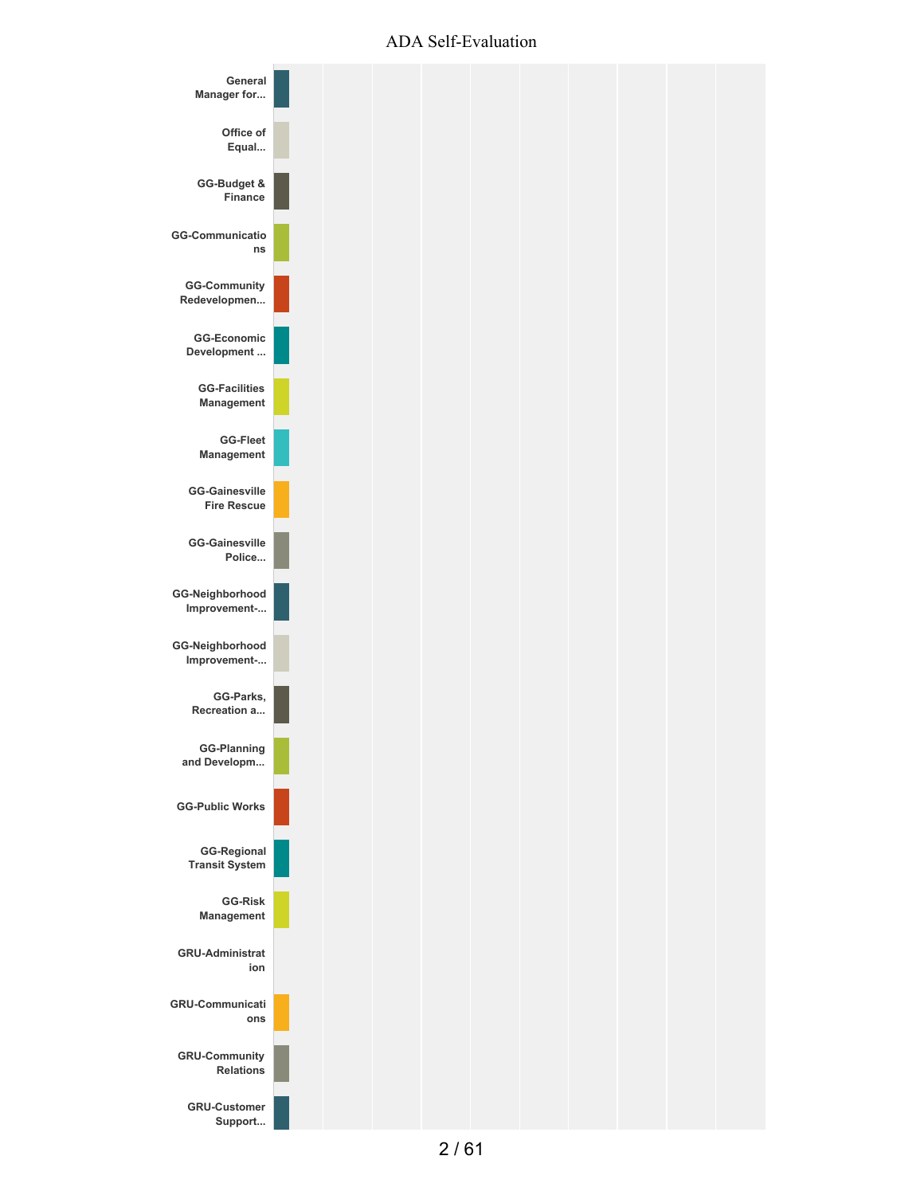ADA Self-Evaluation

- General Manager for...
- Office of Equal...
- GG-Budget & Finance
- GG-Communications
- GG-Community Redevelopmen...
- GG-Economic Development ...
- GG-Facilities Management
- GG-Fleet Management
- GG-Gainesville Fire Rescue
- GG-Gainesville Police...
- GG-Neighborhood Improvement-...
- GG-Neighborhood Improvement-...
- GG-Parks, Recreation a...
- GG-Planning and Developm...
- GG-Public Works
- GG-Regional Transit System
- GG-Risk Management
- GRU-Administration
- GRU-Communications
- GRU-Community Relations
- GRU-Customer Support...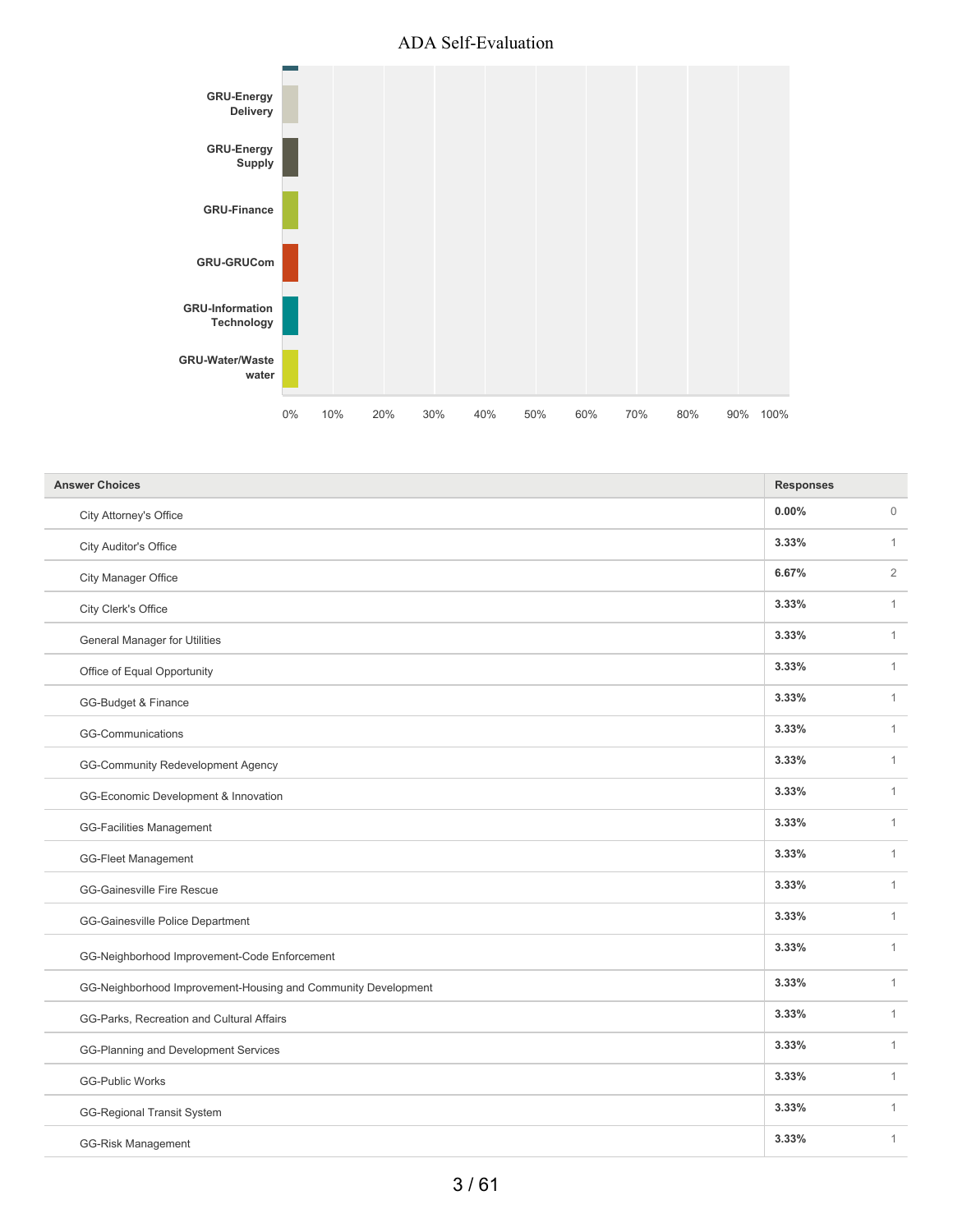ADA Self-Evaluation

GRU-Energy Delivery

GRU-Energy Supply

GRU-Finance

GRU-GRUCom

GRU-Information Technology

GRU-Water/Wastewater

0% 10% 20% 30% 40% 50% 60% 70% 80% 90% 100%

| Answer Choices | Responses | |
|---|---|---|
| City Attorney's Office | **0.00%** | 0 |
| City Auditor's Office | **3.33%** | 1 |
| City Manager Office | **6.67%** | 2 |
| City Clerk's Office | **3.33%** | 1 |
| General Manager for Utilities | **3.33%** | 1 |
| Office of Equal Opportunity | **3.33%** | 1 |
| GG-Budget & Finance | **3.33%** | 1 |
| GG-Communications | **3.33%** | 1 |
| GG-Community Redevelopment Agency | **3.33%** | 1 |
| GG-Economic Development & Innovation | **3.33%** | 1 |
| GG-Facilities Management | **3.33%** | 1 |
| GG-Fleet Management | **3.33%** | 1 |
| GG-Gainesville Fire Rescue | **3.33%** | 1 |
| GG-Gainesville Police Department | **3.33%** | 1 |
| GG-Neighborhood Improvement-Code Enforcement | **3.33%** | 1 |
| GG-Neighborhood Improvement-Housing and Community Development | **3.33%** | 1 |
| GG-Parks, Recreation and Cultural Affairs | **3.33%** | 1 |
| GG-Planning and Development Services | **3.33%** | 1 |
| GG-Public Works | **3.33%** | 1 |
| GG-Regional Transit System | **3.33%** | 1 |
| GG-Risk Management | **3.33%** | 1 |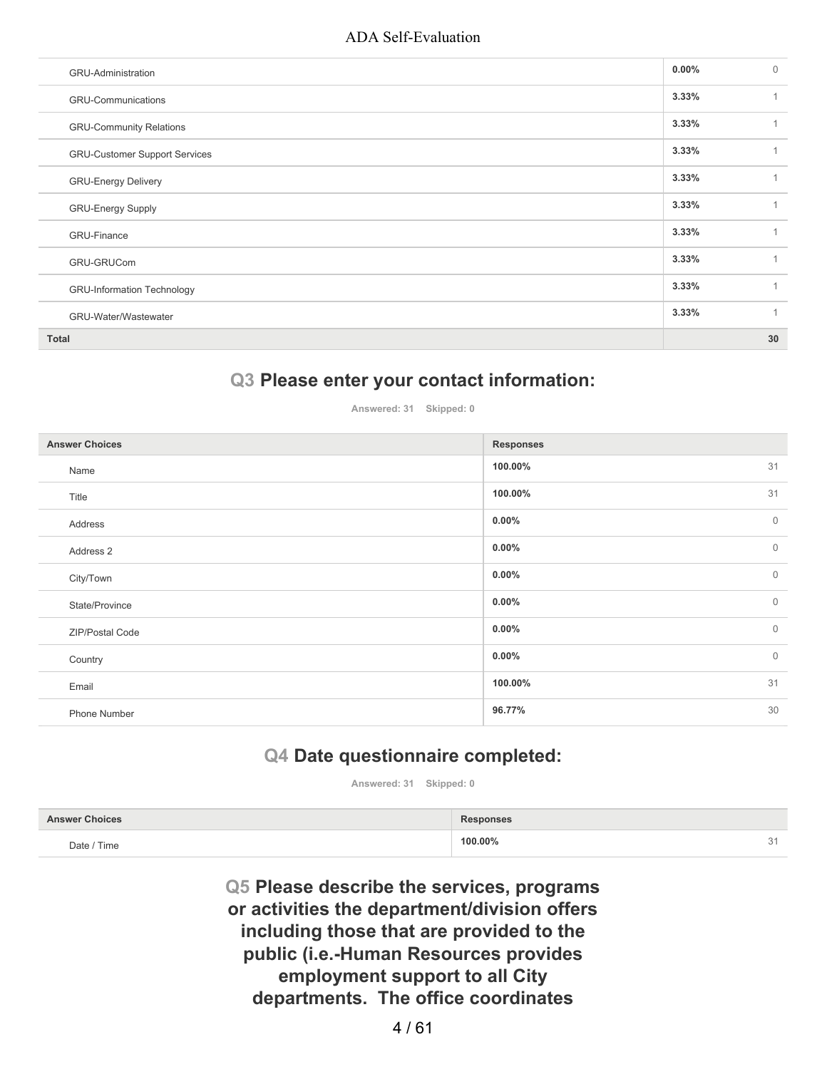| | | |
|---|---|---|
| GRU-Administration | 0.00% | 0 |
| GRU-Communications | 3.33% | 1 |
| GRU-Community Relations | 3.33% | 1 |
| GRU-Customer Support Services | 3.33% | 1 |
| GRU-Energy Delivery | 3.33% | 1 |
| GRU-Energy Supply | 3.33% | 1 |
| GRU-Finance | 3.33% | 1 |
| GRU-GRUCom | 3.33% | 1 |
| GRU-Information Technology | 3.33% | 1 |
| GRU-Water/Wastewater | 3.33% | 1 |
| **Total** | | **30** |

## Q3 Please enter your contact information:

Answered: 31 Skipped: 0

| Answer Choices | Responses | |
|---|---|---|
| Name | 100.00% | 31 |
| Title | 100.00% | 31 |
| Address | 0.00% | 0 |
| Address 2 | 0.00% | 0 |
| City/Town | 0.00% | 0 |
| State/Province | 0.00% | 0 |
| ZIP/Postal Code | 0.00% | 0 |
| Country | 0.00% | 0 |
| Email | 100.00% | 31 |
| Phone Number | 96.77% | 30 |

## Q4 Date questionnaire completed:

Answered: 31 Skipped: 0

| Answer Choices | Responses | |
|---|---|---|
| Date / Time | 100.00% | 31 |

## Q5 Please describe the services, programs or activities the department/division offers including those that are provided to the public (i.e.-Human Resources provides employment support to all City departments. The office coordinates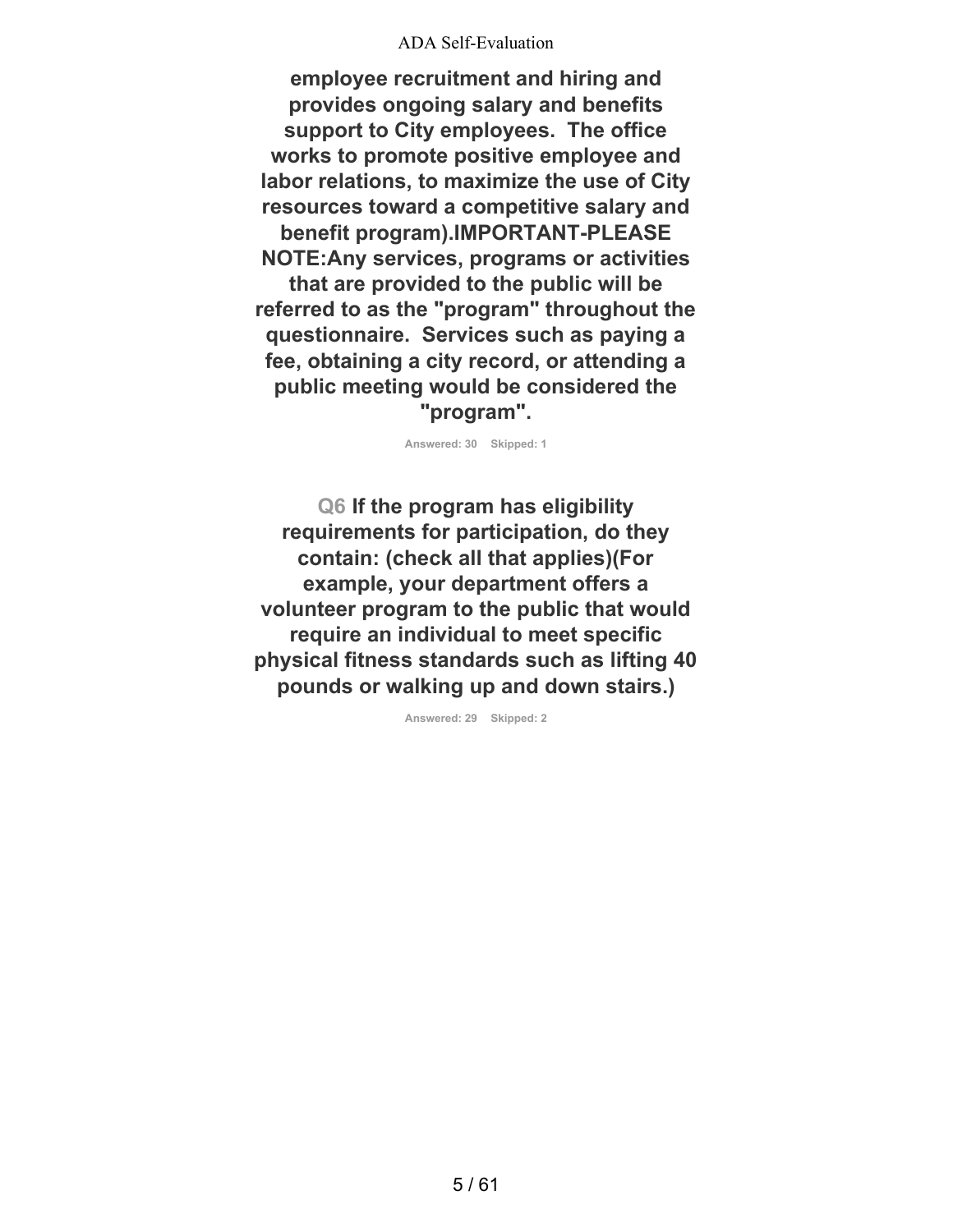**employee recruitment and hiring and provides ongoing salary and benefits support to City employees. The office works to promote positive employee and labor relations, to maximize the use of City resources toward a competitive salary and benefit program).IMPORTANT-PLEASE NOTE:Any services, programs or activities that are provided to the public will be referred to as the "program" throughout the questionnaire. Services such as paying a fee, obtaining a city record, or attending a public meeting would be considered the "program".**

Answered: 30 Skipped: 1

## Q6 If the program has eligibility requirements for participation, do they contain: (check all that applies)(For example, your department offers a volunteer program to the public that would require an individual to meet specific physical fitness standards such as lifting 40 pounds or walking up and down stairs.)

Answered: 29 Skipped: 2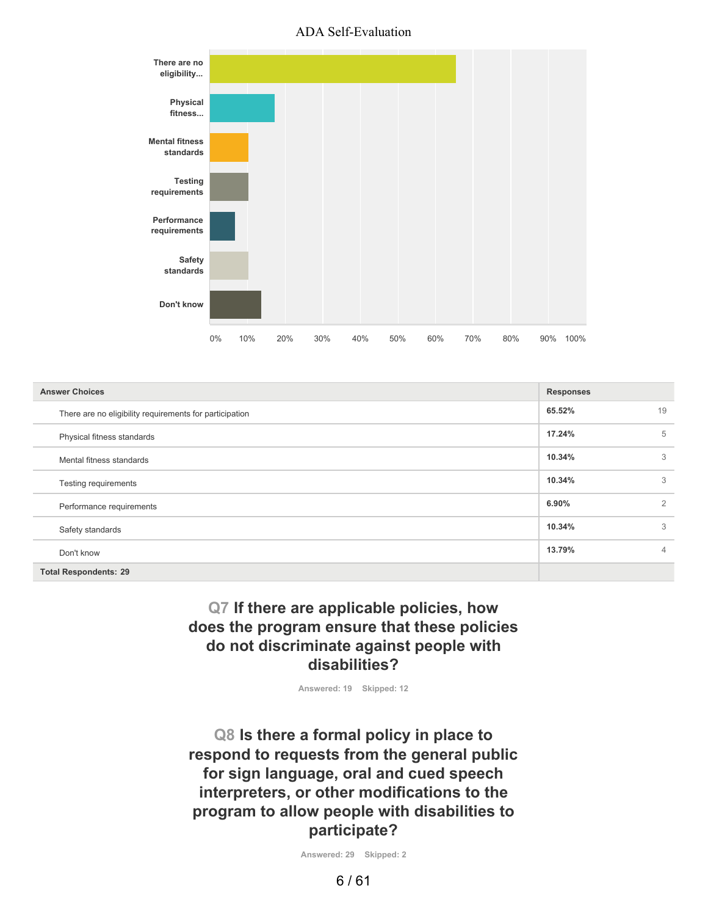| Answer Choices | Responses | |
|---|---|---|
| There are no eligibility requirements for participation | 65.52% | 19 |
| Physical fitness standards | 17.24% | 5 |
| Mental fitness standards | 10.34% | 3 |
| Testing requirements | 10.34% | 3 |
| Performance requirements | 6.90% | 2 |
| Safety standards | 10.34% | 3 |
| Don't know | 13.79% | 4 |
| **Total Respondents: 29** | | |

## Q7 If there are applicable policies, how does the program ensure that these policies do not discriminate against people with disabilities?

Answered: 19 Skipped: 12

## Q8 Is there a formal policy in place to respond to requests from the general public for sign language, oral and cued speech interpreters, or other modifications to the program to allow people with disabilities to participate?

Answered: 29 Skipped: 2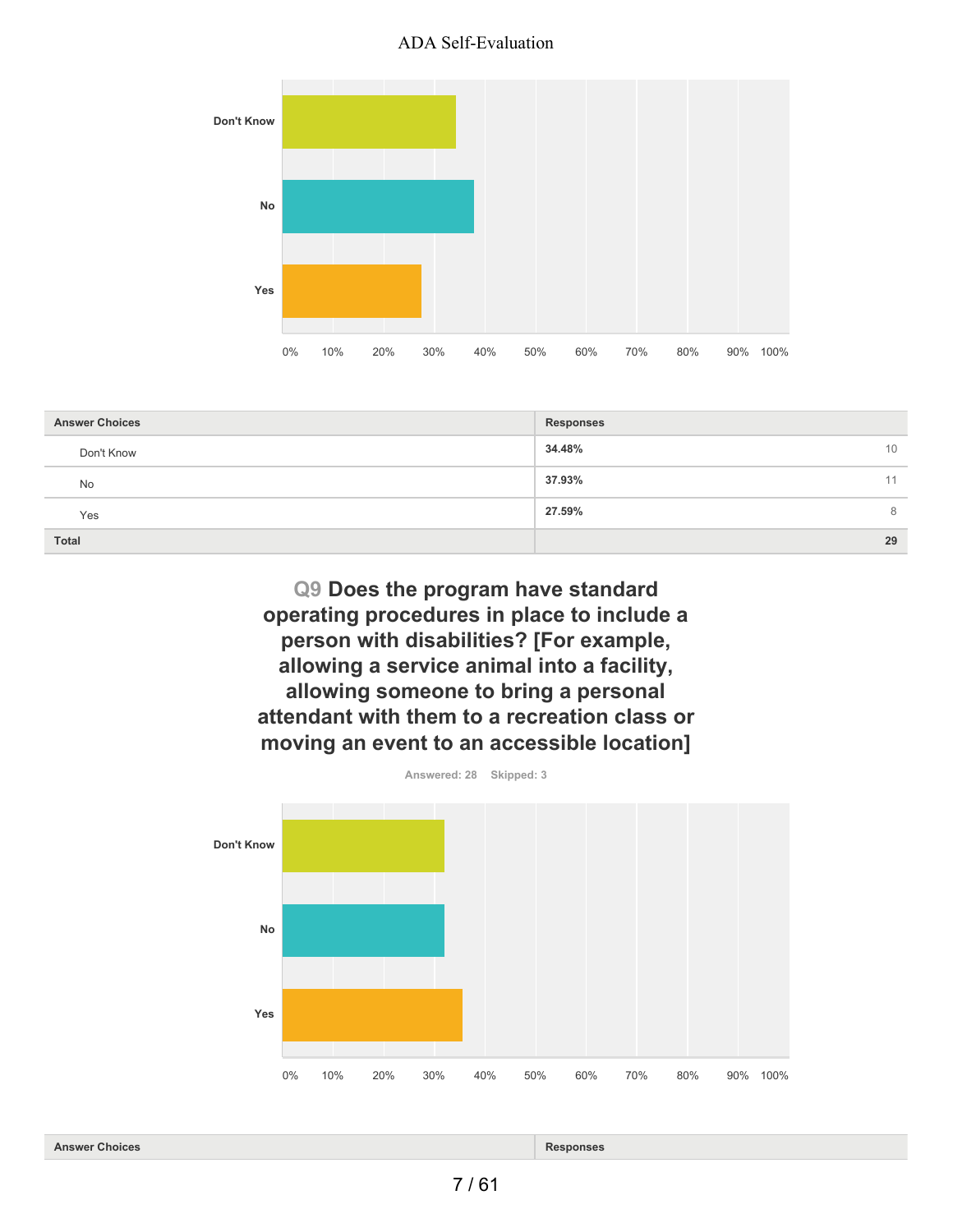| Answer Choices | Responses | |
|---|---|---|
| Don't Know | **34.48%** | 10 |
| No | **37.93%** | 11 |
| Yes | **27.59%** | 8 |
| **Total** | | **29** |

## Q9 Does the program have standard operating procedures in place to include a person with disabilities? [For example, allowing a service animal into a facility, allowing someone to bring a personal attendant with them to a recreation class or moving an event to an accessible location]

Answered: 28 Skipped: 3

| Answer Choices | Responses |
|---|---|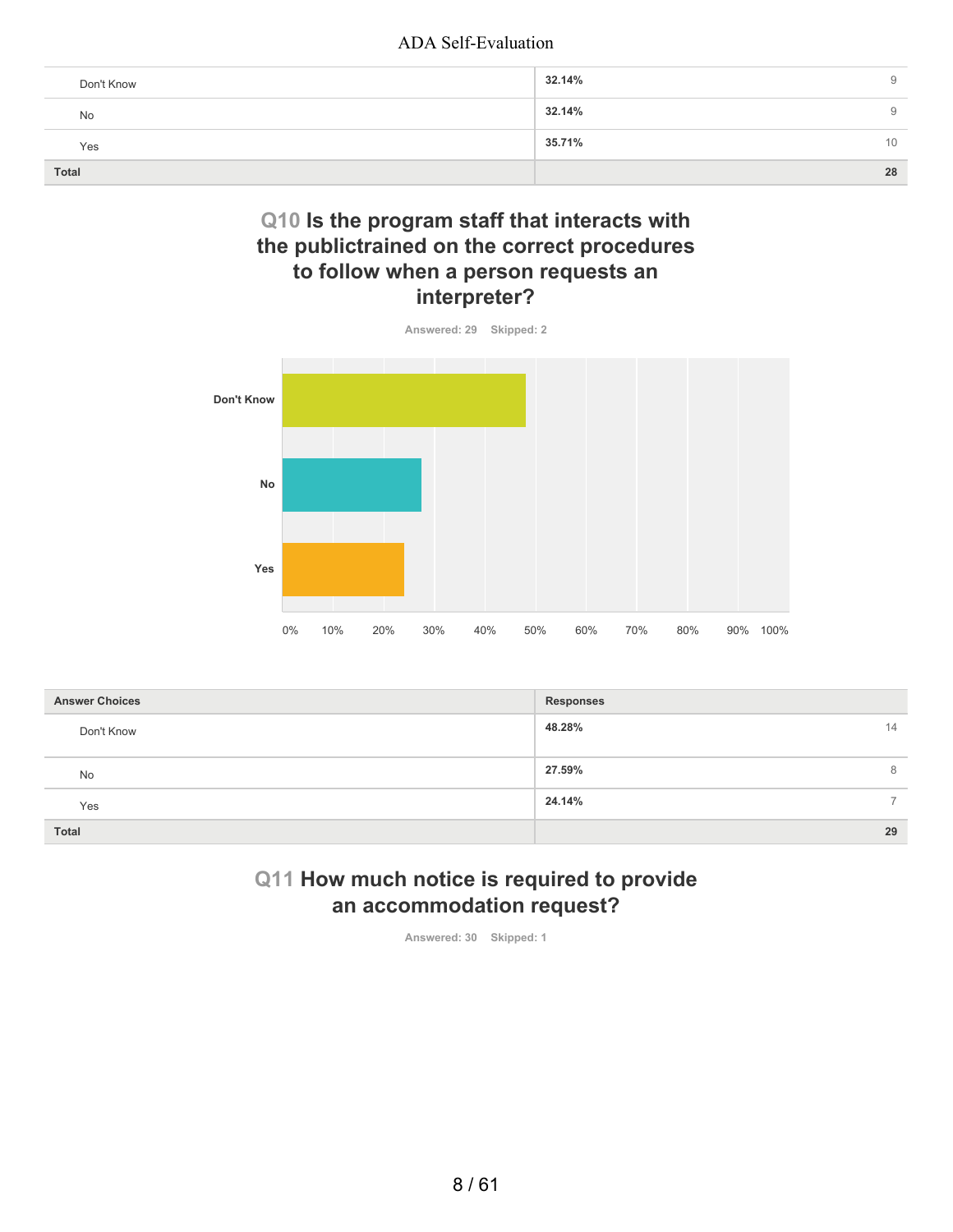| | | |
|---|---|---|
| Don't Know | 32.14% | 9 |
| No | 32.14% | 9 |
| Yes | 35.71% | 10 |
| **Total** | | **28** |

## Q10 Is the program staff that interacts with the publictrained on the correct procedures to follow when a person requests an interpreter?

Answered: 29 Skipped: 2

| Answer Choices | Responses | |
|---|---|---|
| Don't Know | 48.28% | 14 |
| No | 27.59% | 8 |
| Yes | 24.14% | 7 |
| **Total** | | **29** |

## Q11 How much notice is required to provide an accommodation request?

Answered: 30 Skipped: 1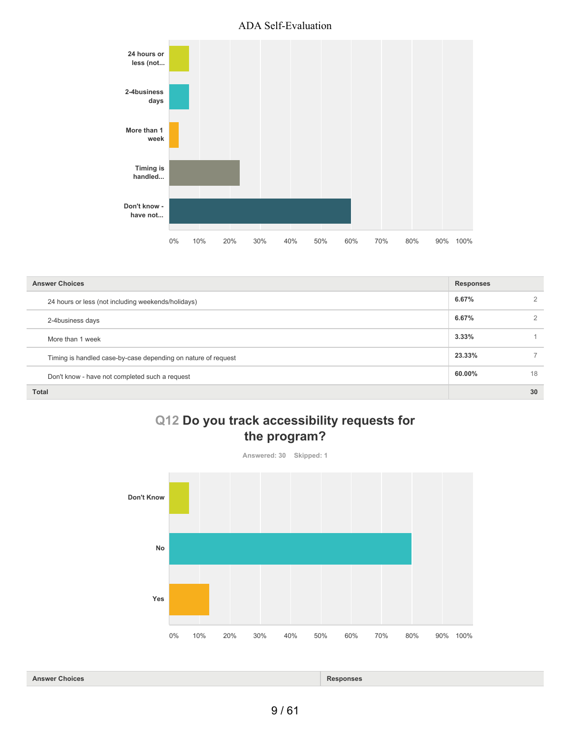| Answer Choices | Responses | |
|---|---|---|
| 24 hours or less (not including weekends/holidays) | 6.67% | 2 |
| 2-4business days | 6.67% | 2 |
| More than 1 week | 3.33% | 1 |
| Timing is handled case-by-case depending on nature of request | 23.33% | 7 |
| Don't know - have not completed such a request | 60.00% | 18 |
| **Total** | | **30** |

## Q12 Do you track accessibility requests for the program?

Answered: 30 Skipped: 1

| Answer Choices | Responses |
|---|---|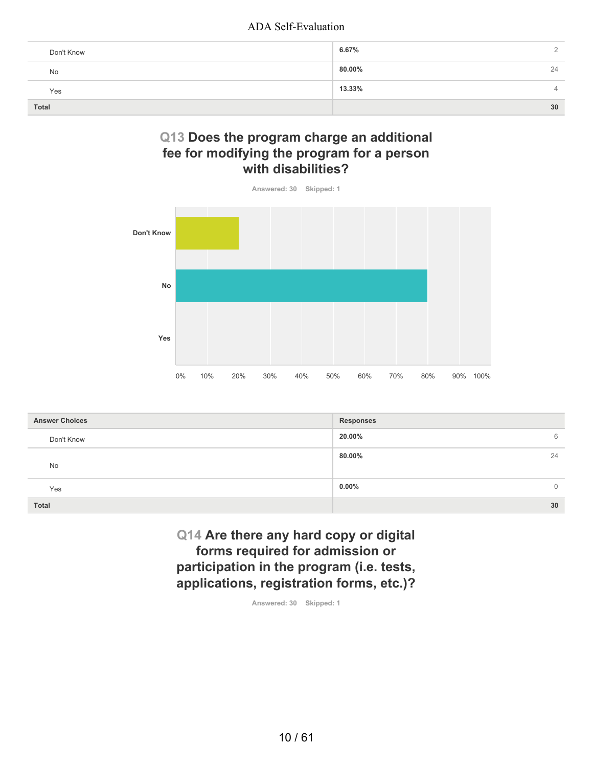| | | |
|---|---|---|
| Don't Know | 6.67% | 2 |
| No | 80.00% | 24 |
| Yes | 13.33% | 4 |
| **Total** | | **30** |

## Q13 Does the program charge an additional fee for modifying the program for a person with disabilities?

Answered: 30 Skipped: 1

| Answer Choices | Responses | |
|---|---|---|
| Don't Know | 20.00% | 6 |
| No | 80.00% | 24 |
| Yes | 0.00% | 0 |
| **Total** | | **30** |

## Q14 Are there any hard copy or digital forms required for admission or participation in the program (i.e. tests, applications, registration forms, etc.)?

Answered: 30 Skipped: 1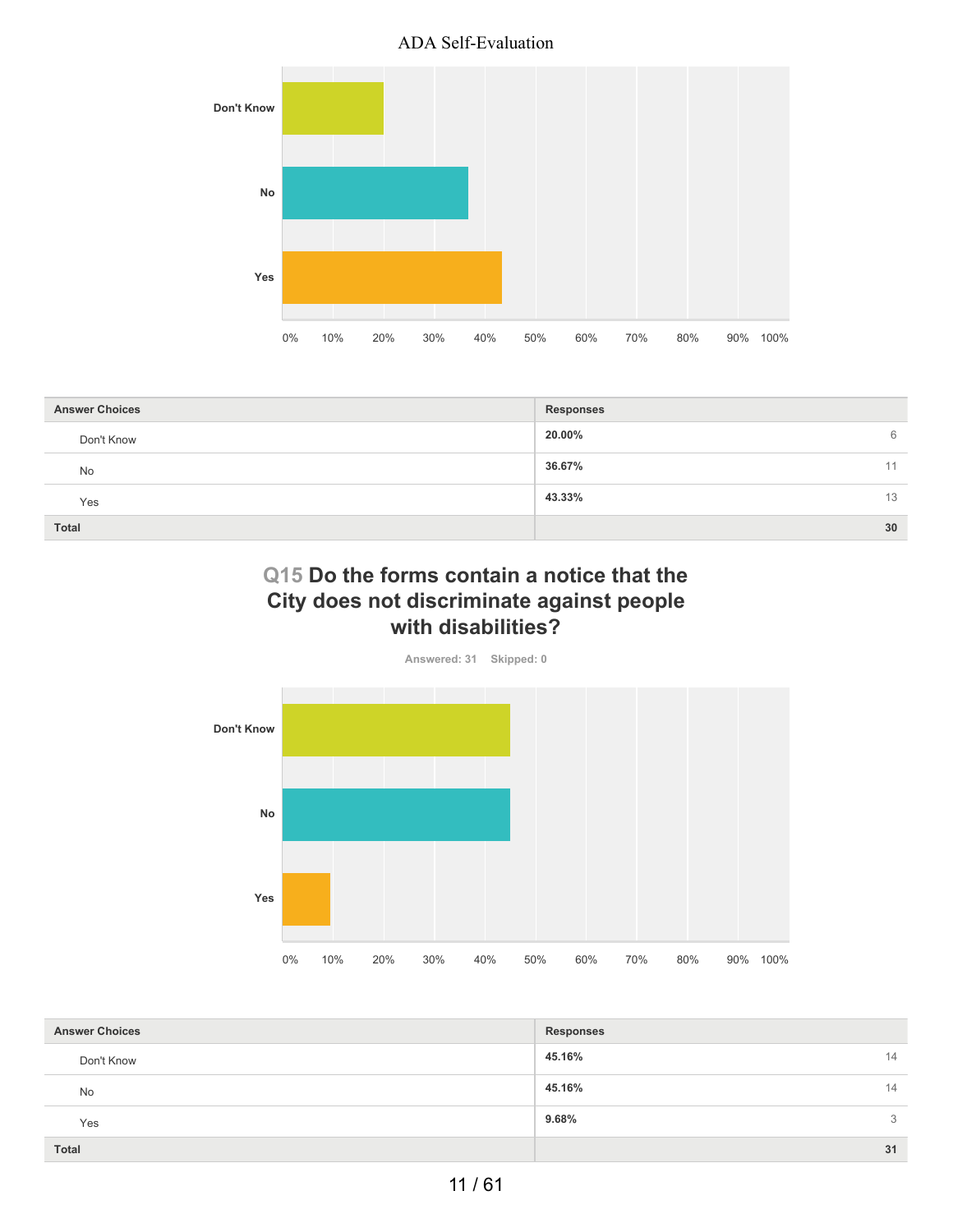| Answer Choices | Responses | |
|---|---|---|
| Don't Know | **20.00%** | 6 |
| No | **36.67%** | 11 |
| Yes | **43.33%** | 13 |
| **Total** | | **30** |

## Q15 Do the forms contain a notice that the City does not discriminate against people with disabilities?

Answered: 31 Skipped: 0

| Answer Choices | Responses | |
|---|---|---|
| Don't Know | **45.16%** | 14 |
| No | **45.16%** | 14 |
| Yes | **9.68%** | 3 |
| **Total** | | **31** |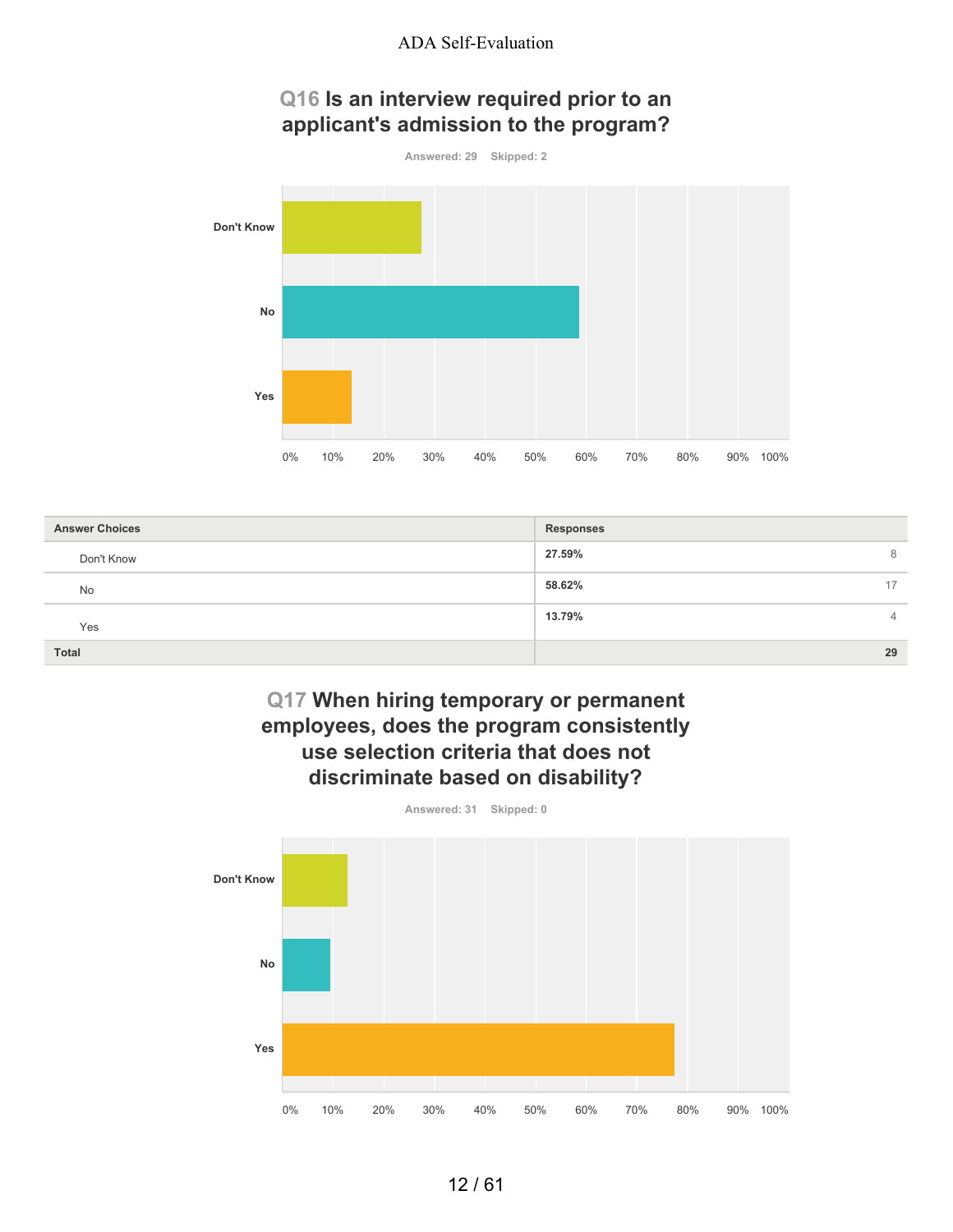## Q16 Is an interview required prior to an applicant's admission to the program?

Answered: 29 Skipped: 2

| Answer Choices | Responses | |
|---|---|---|
| Don't Know | 27.59% | 8 |
| No | 58.62% | 17 |
| Yes | 13.79% | 4 |
| **Total** | | **29** |

## Q17 When hiring temporary or permanent employees, does the program consistently use selection criteria that does not discriminate based on disability?

Answered: 31 Skipped: 0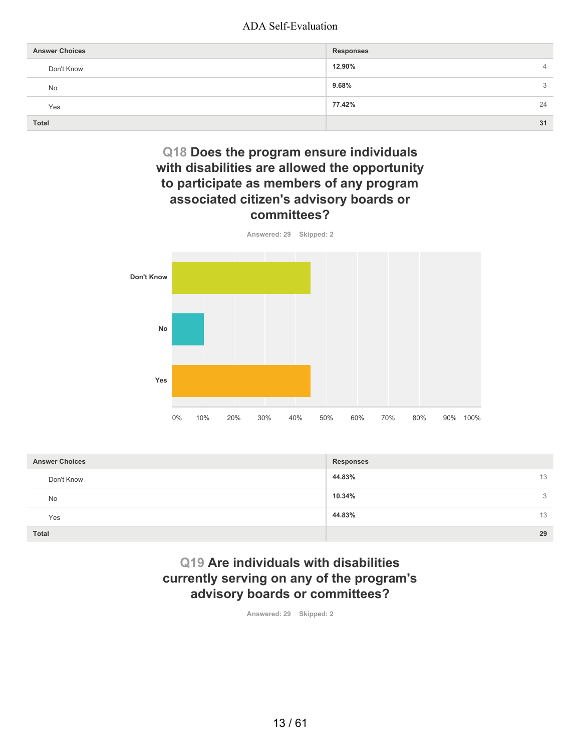| Answer Choices | Responses | |
|---|---|---|
| Don't Know | 12.90% | 4 |
| No | 9.68% | 3 |
| Yes | 77.42% | 24 |
| Total | | 31 |

## Q18 Does the program ensure individuals with disabilities are allowed the opportunity to participate as members of any program associated citizen's advisory boards or committees?

Answered: 29 Skipped: 2

| Answer Choices | Responses | |
|---|---|---|
| Don't Know | 44.83% | 13 |
| No | 10.34% | 3 |
| Yes | 44.83% | 13 |
| Total | | 29 |

## Q19 Are individuals with disabilities currently serving on any of the program's advisory boards or committees?

Answered: 29 Skipped: 2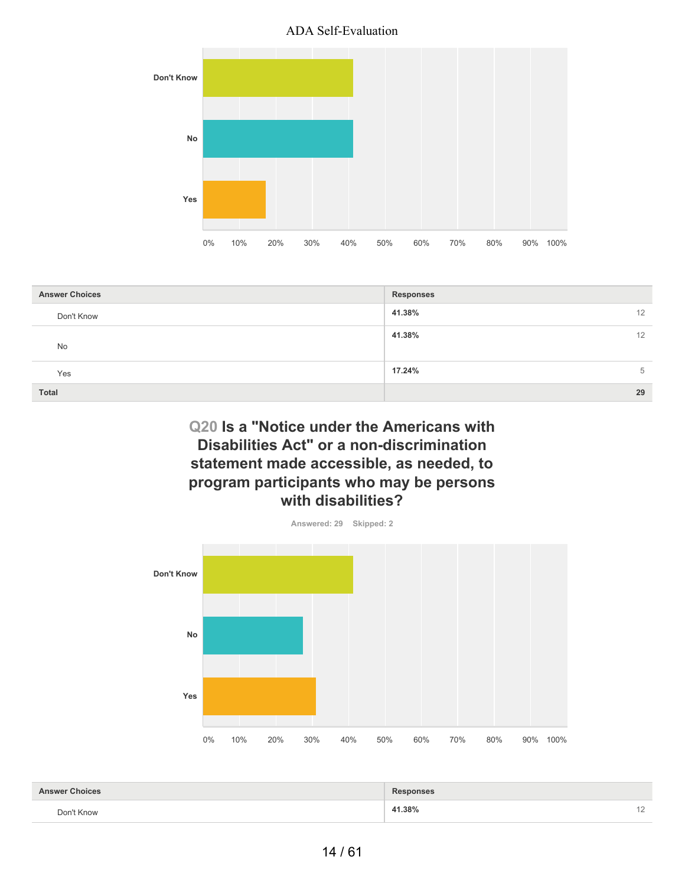| Answer Choices | Responses | |
|---|---|---|
| Don't Know | 41.38% | 12 |
| No | 41.38% | 12 |
| Yes | 17.24% | 5 |
| **Total** | | **29** |

### Q20 Is a "Notice under the Americans with Disabilities Act" or a non-discrimination statement made accessible, as needed, to program participants who may be persons with disabilities?

Answered: 29 Skipped: 2

| Answer Choices | Responses | |
|---|---|---|
| Don't Know | 41.38% | 12 |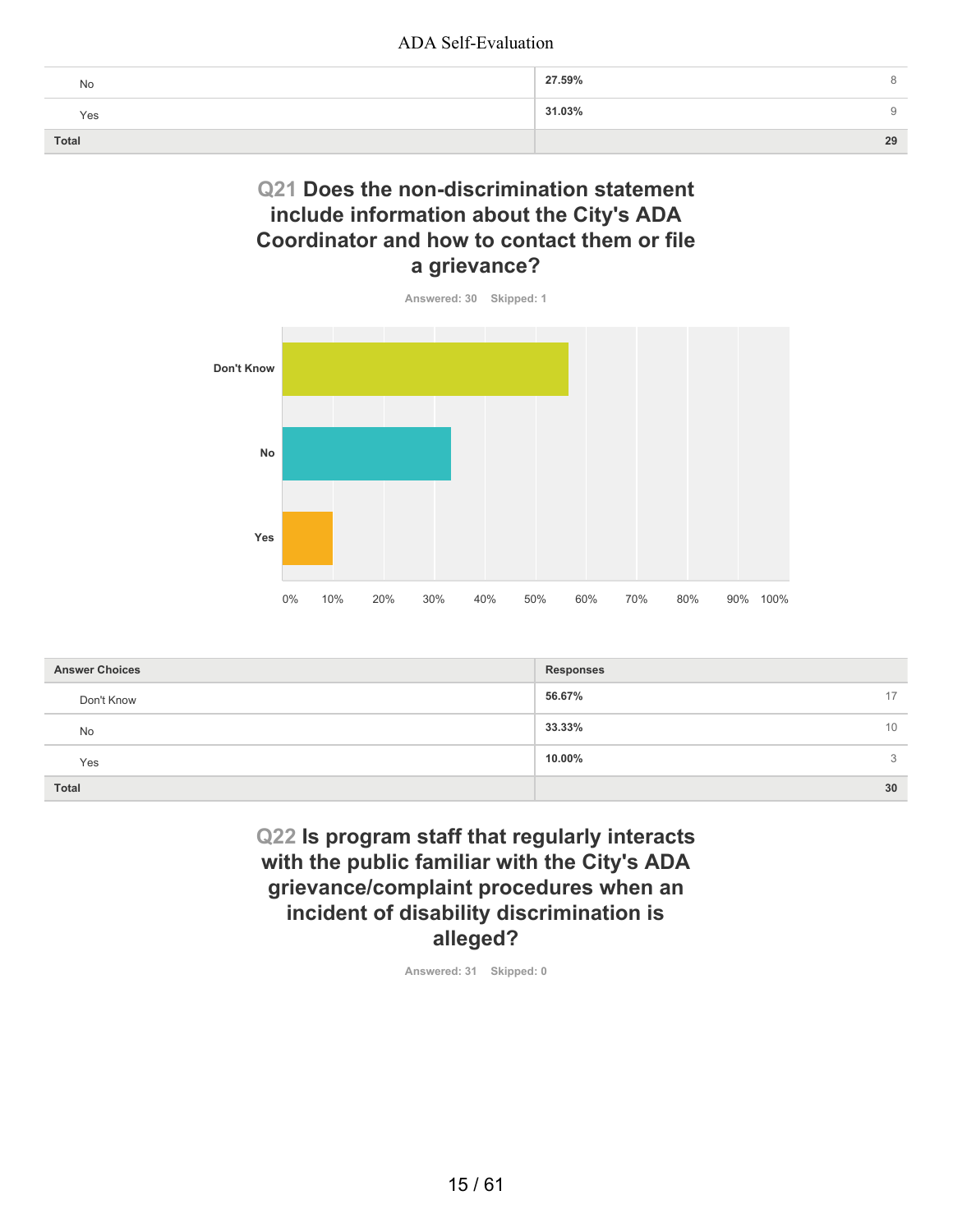| | | |
|---|---|---|
| No | 27.59% | 8 |
| Yes | 31.03% | 9 |
| **Total** | | **29** |

## Q21 Does the non-discrimination statement include information about the City's ADA Coordinator and how to contact them or file a grievance?

Answered: 30 Skipped: 1

| Answer Choices | Responses | |
|---|---|---|
| Don't Know | 56.67% | 17 |
| No | 33.33% | 10 |
| Yes | 10.00% | 3 |
| **Total** | | **30** |

## Q22 Is program staff that regularly interacts with the public familiar with the City's ADA grievance/complaint procedures when an incident of disability discrimination is alleged?

Answered: 31 Skipped: 0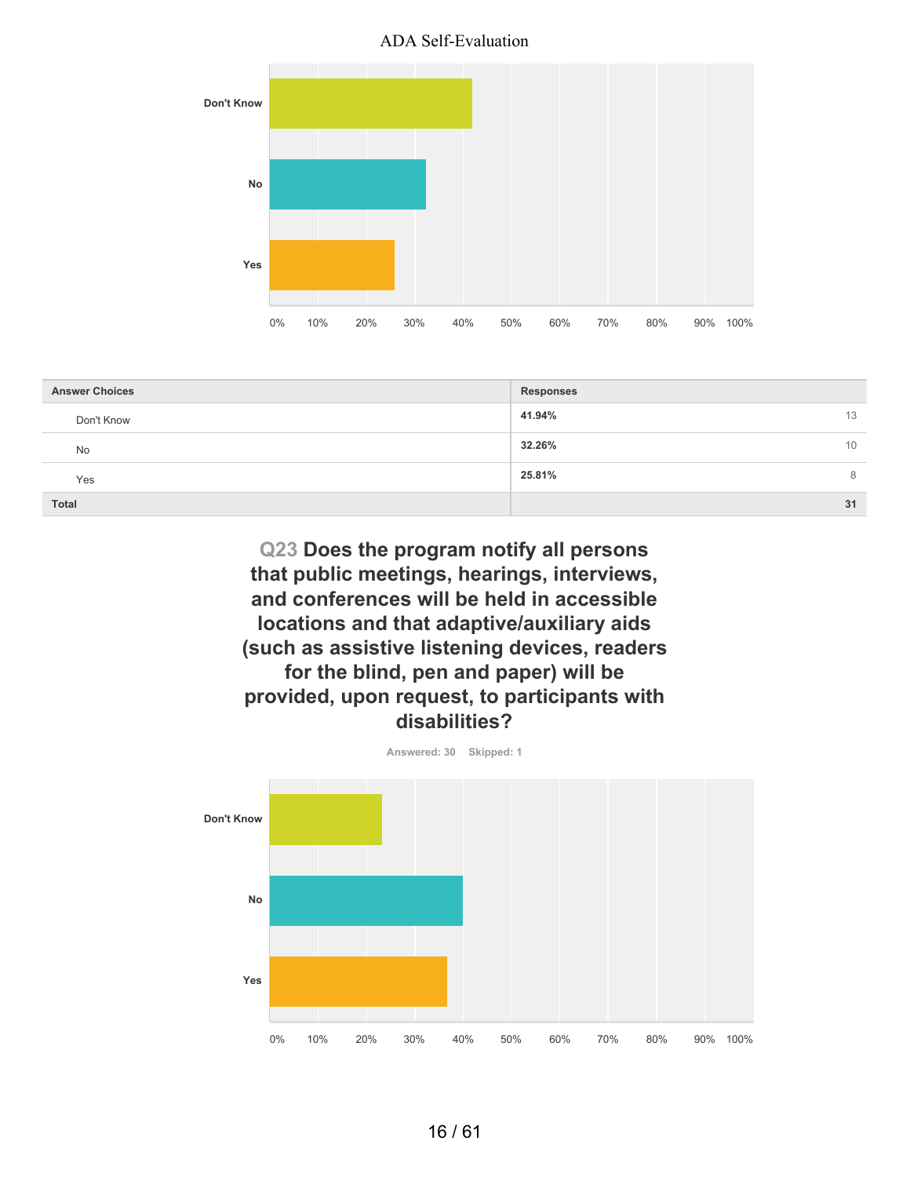| Answer Choices | Responses | |
|---|---|---|
| Don't Know | 41.94% | 13 |
| No | 32.26% | 10 |
| Yes | 25.81% | 8 |
| **Total** | | **31** |

## Q23 Does the program notify all persons that public meetings, hearings, interviews, and conferences will be held in accessible locations and that adaptive/auxiliary aids (such as assistive listening devices, readers for the blind, pen and paper) will be provided, upon request, to participants with disabilities?

Answered: 30 Skipped: 1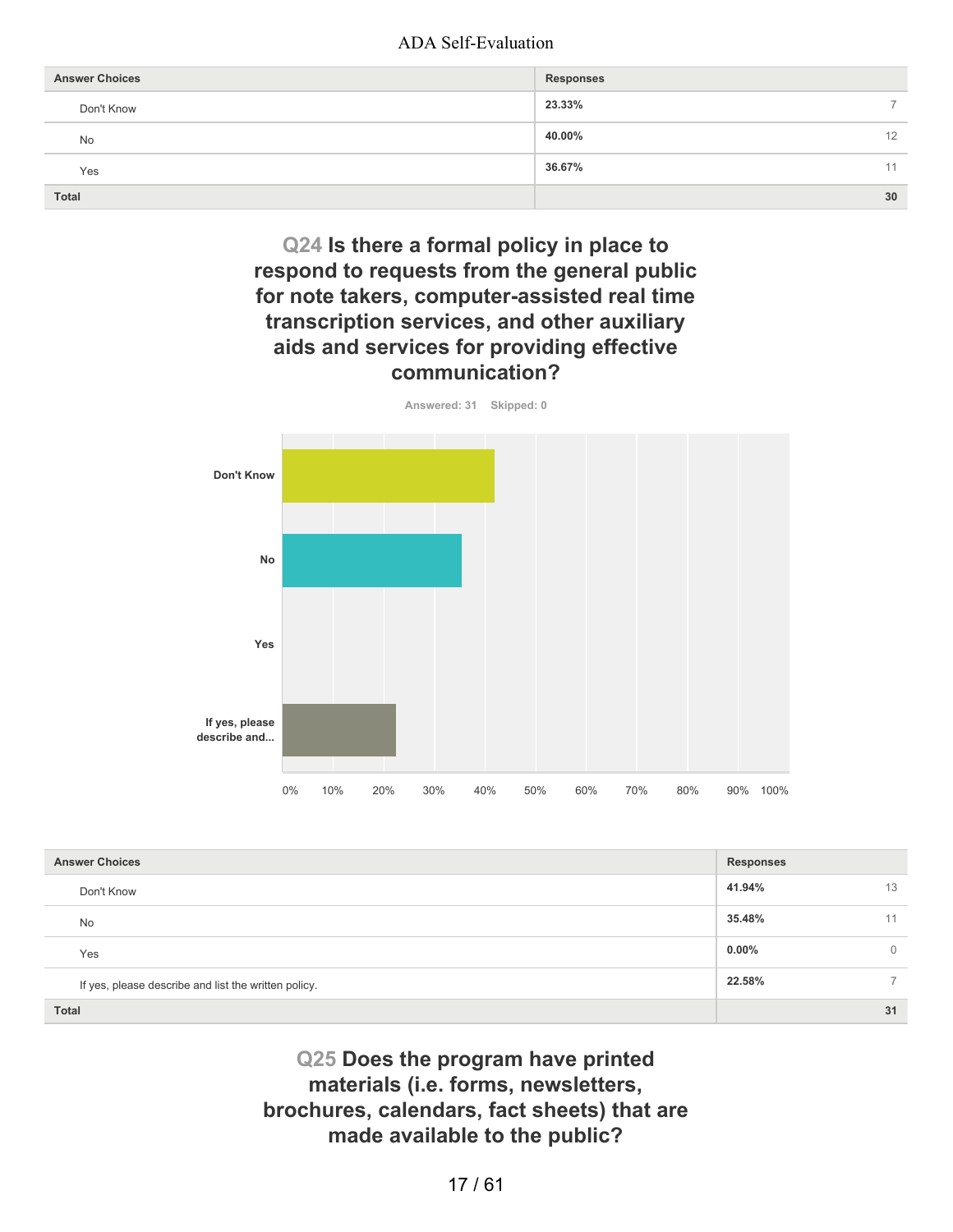| Answer Choices | Responses | |
|---|---|---|
| Don't Know | 23.33% | 7 |
| No | 40.00% | 12 |
| Yes | 36.67% | 11 |
| **Total** | | **30** |

## Q24 Is there a formal policy in place to respond to requests from the general public for note takers, computer-assisted real time transcription services, and other auxiliary aids and services for providing effective communication?

Answered: 31 Skipped: 0

| Answer Choices | Responses | |
|---|---|---|
| Don't Know | 41.94% | 13 |
| No | 35.48% | 11 |
| Yes | 0.00% | 0 |
| If yes, please describe and list the written policy. | 22.58% | 7 |
| **Total** | | **31** |

## Q25 Does the program have printed materials (i.e. forms, newsletters, brochures, calendars, fact sheets) that are made available to the public?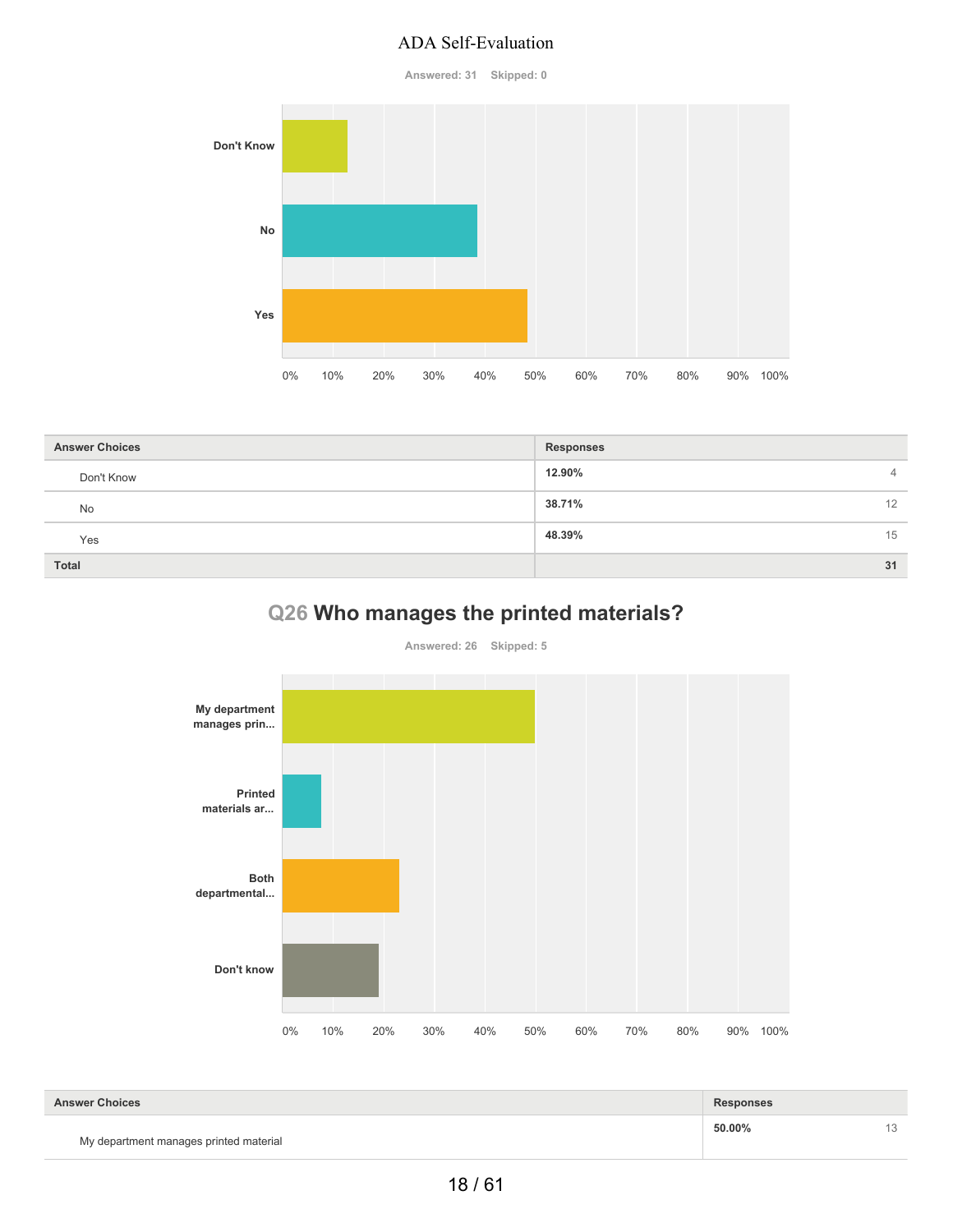ADA Self-Evaluation

Answered: 31 Skipped: 0

| Answer Choices | Responses | |
|---|---|---|
| Don't Know | 12.90% | 4 |
| No | 38.71% | 12 |
| Yes | 48.39% | 15 |
| **Total** | | **31** |

## Q26 Who manages the printed materials?

Answered: 26 Skipped: 5

| Answer Choices | Responses | |
|---|---|---|
| My department manages printed material | 50.00% | 13 |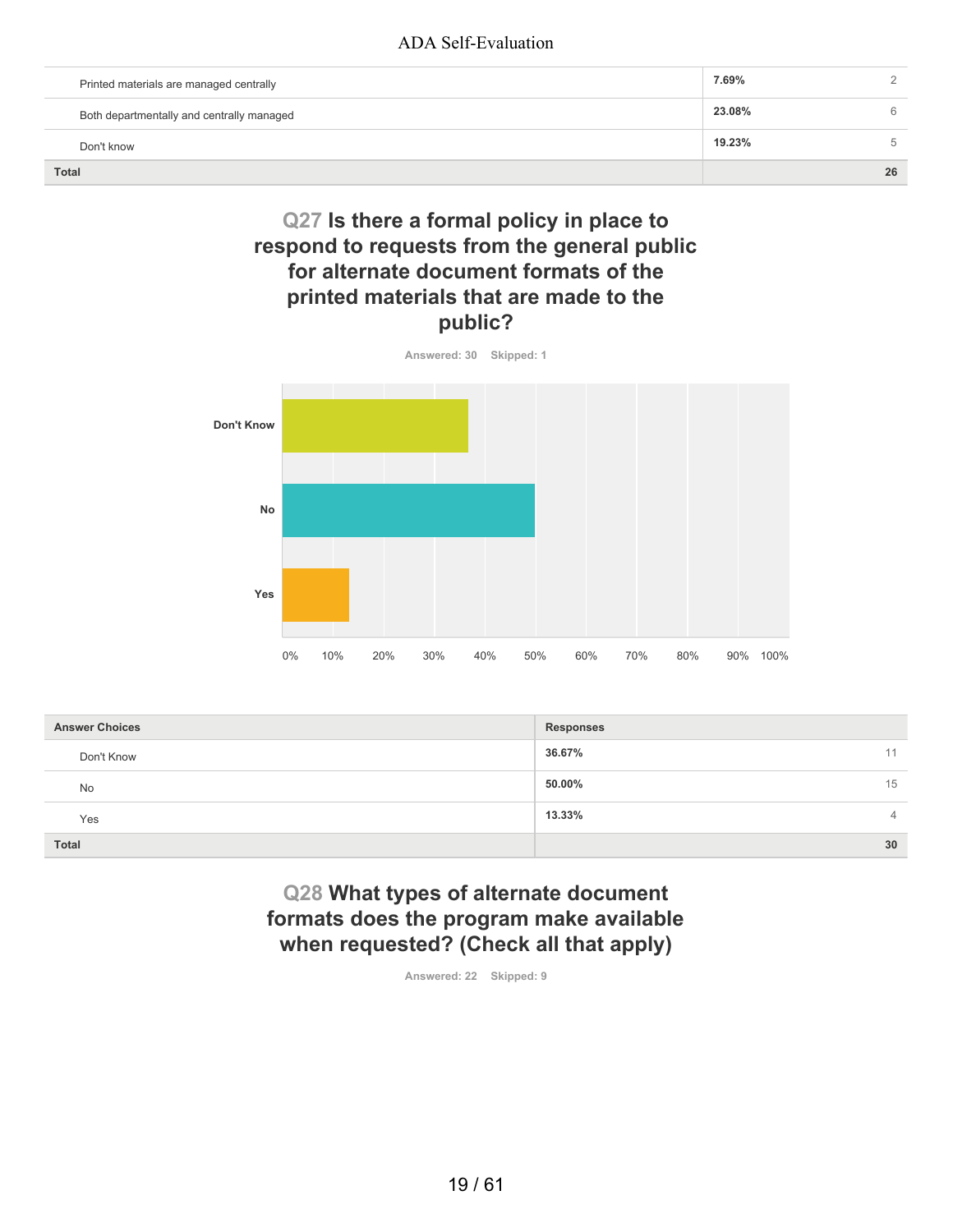| | | |
|---|---|---|
| Printed materials are managed centrally | 7.69% | 2 |
| Both departmentally and centrally managed | 23.08% | 6 |
| Don't know | 19.23% | 5 |
| **Total** | | **26** |

## Q27 Is there a formal policy in place to respond to requests from the general public for alternate document formats of the printed materials that are made to the public?

Answered: 30 Skipped: 1

| Answer Choices | Responses | |
|---|---|---|
| Don't Know | 36.67% | 11 |
| No | 50.00% | 15 |
| Yes | 13.33% | 4 |
| **Total** | | **30** |

## Q28 What types of alternate document formats does the program make available when requested? (Check all that apply)

Answered: 22 Skipped: 9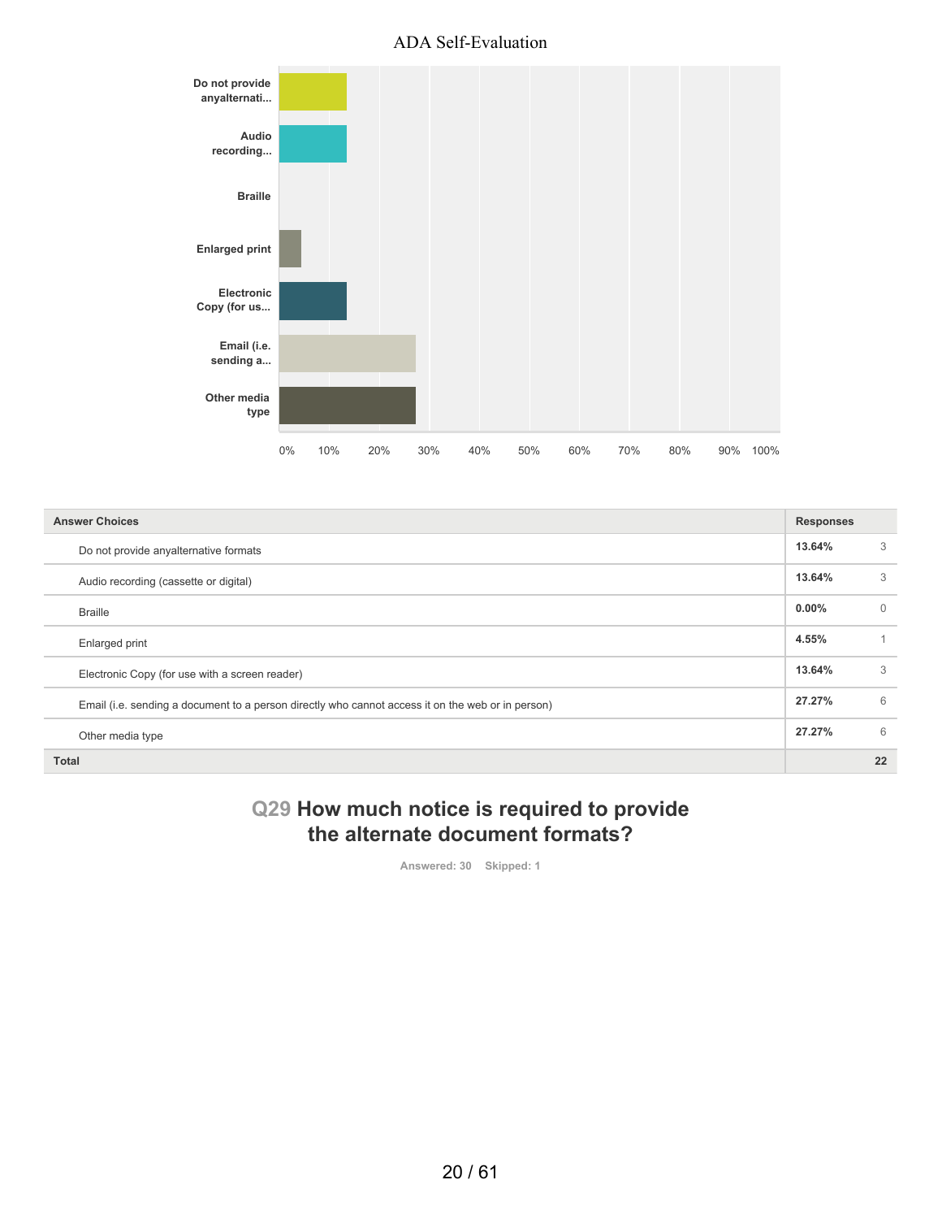| Answer Choices | Responses | |
|---|---|---|
| Do not provide anyalternative formats | 13.64% | 3 |
| Audio recording (cassette or digital) | 13.64% | 3 |
| Braille | 0.00% | 0 |
| Enlarged print | 4.55% | 1 |
| Electronic Copy (for use with a screen reader) | 13.64% | 3 |
| Email (i.e. sending a document to a person directly who cannot access it on the web or in person) | 27.27% | 6 |
| Other media type | 27.27% | 6 |
| **Total** | | **22** |

## Q29 How much notice is required to provide the alternate document formats?

Answered: 30 Skipped: 1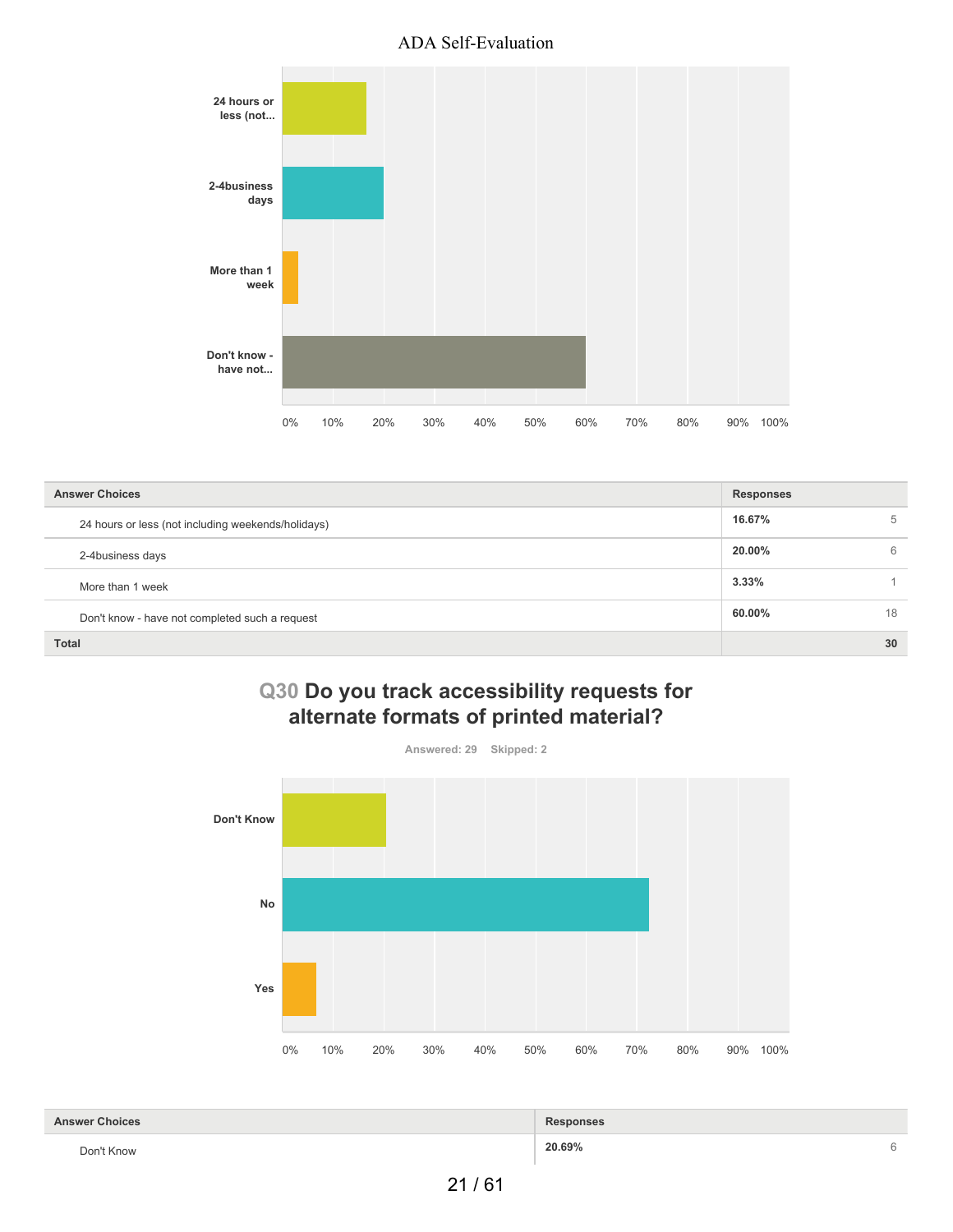| Answer Choices | Responses | |
|---|---|---|
| 24 hours or less (not including weekends/holidays) | 16.67% | 5 |
| 2-4business days | 20.00% | 6 |
| More than 1 week | 3.33% | 1 |
| Don't know - have not completed such a request | 60.00% | 18 |
| Total | | 30 |

## Q30 Do you track accessibility requests for alternate formats of printed material?

Answered: 29 Skipped: 2

| Answer Choices | Responses | |
|---|---|---|
| Don't Know | 20.69% | 6 |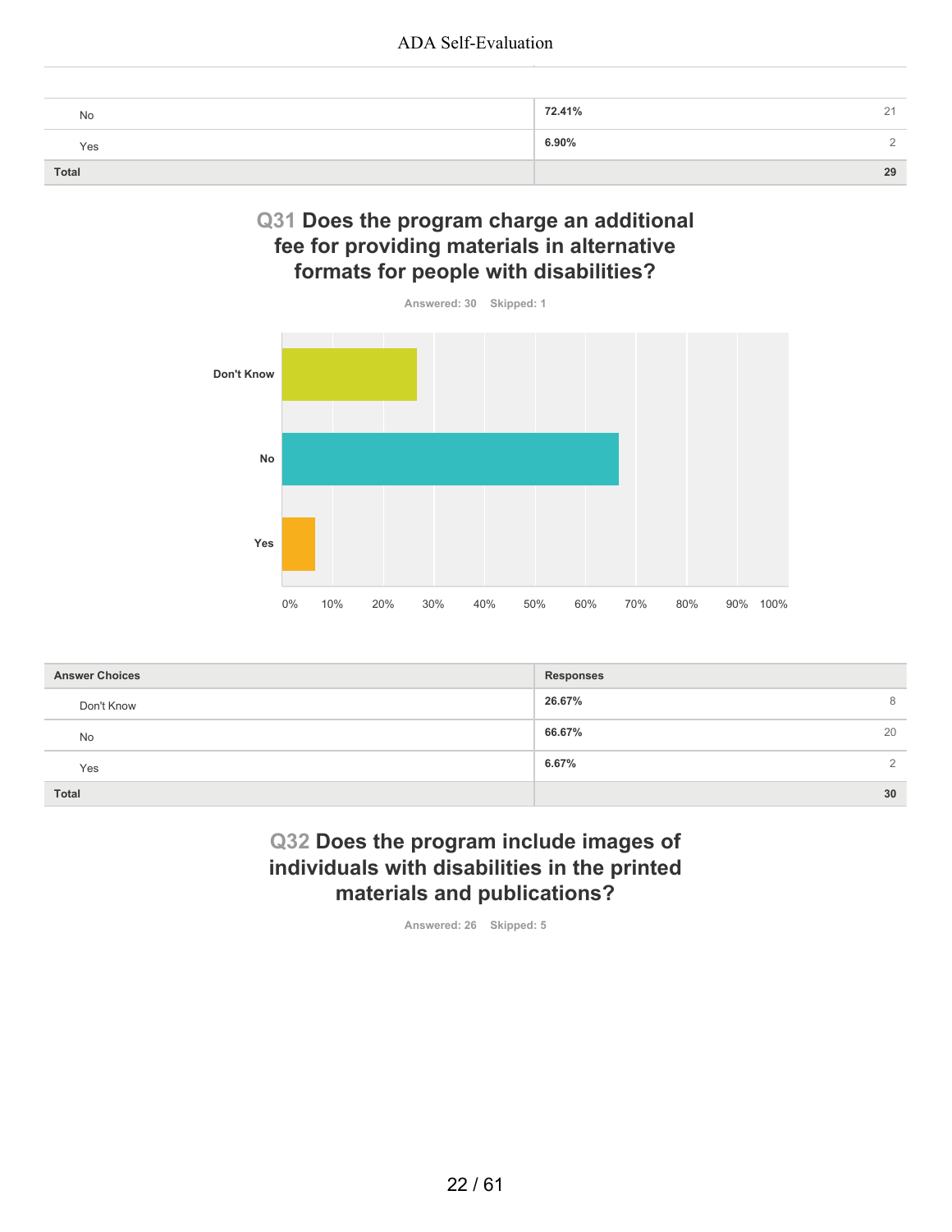| | | |
|---|---|---|
| No | 72.41% | 21 |
| Yes | 6.90% | 2 |
| **Total** | | **29** |

## Q31 Does the program charge an additional fee for providing materials in alternative formats for people with disabilities?

Answered: 30 Skipped: 1

| Answer Choices | Responses | |
|---|---|---|
| Don't Know | 26.67% | 8 |
| No | 66.67% | 20 |
| Yes | 6.67% | 2 |
| **Total** | | **30** |

## Q32 Does the program include images of individuals with disabilities in the printed materials and publications?

Answered: 26 Skipped: 5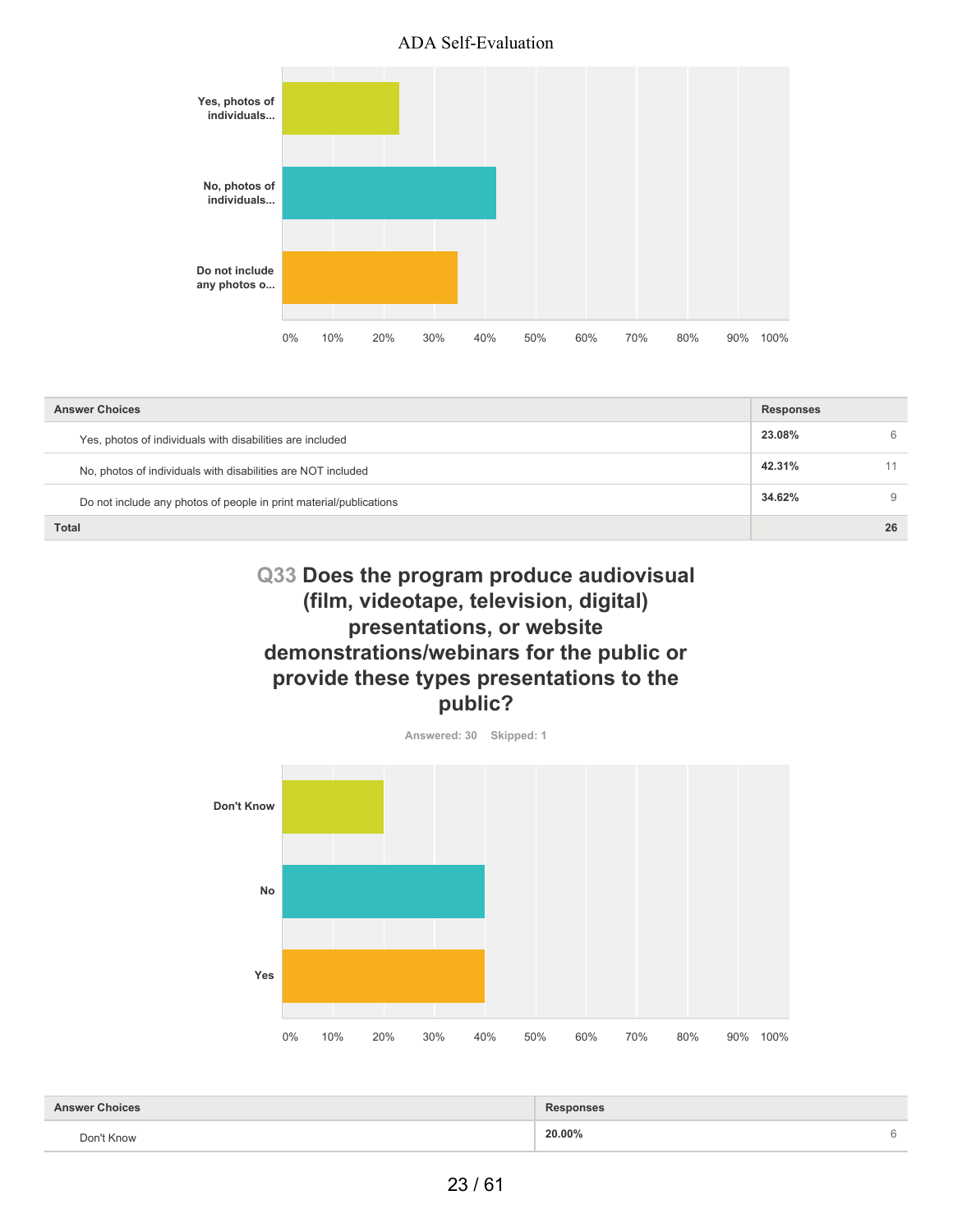| Answer Choices | Responses | |
|---|---|---|
| Yes, photos of individuals with disabilities are included | 23.08% | 6 |
| No, photos of individuals with disabilities are NOT included | 42.31% | 11 |
| Do not include any photos of people in print material/publications | 34.62% | 9 |
| **Total** | | **26** |

## Q33 Does the program produce audiovisual (film, videotape, television, digital) presentations, or website demonstrations/webinars for the public or provide these types presentations to the public?

Answered: 30 Skipped: 1

| Answer Choices | Responses | |
|---|---|---|
| Don't Know | 20.00% | 6 |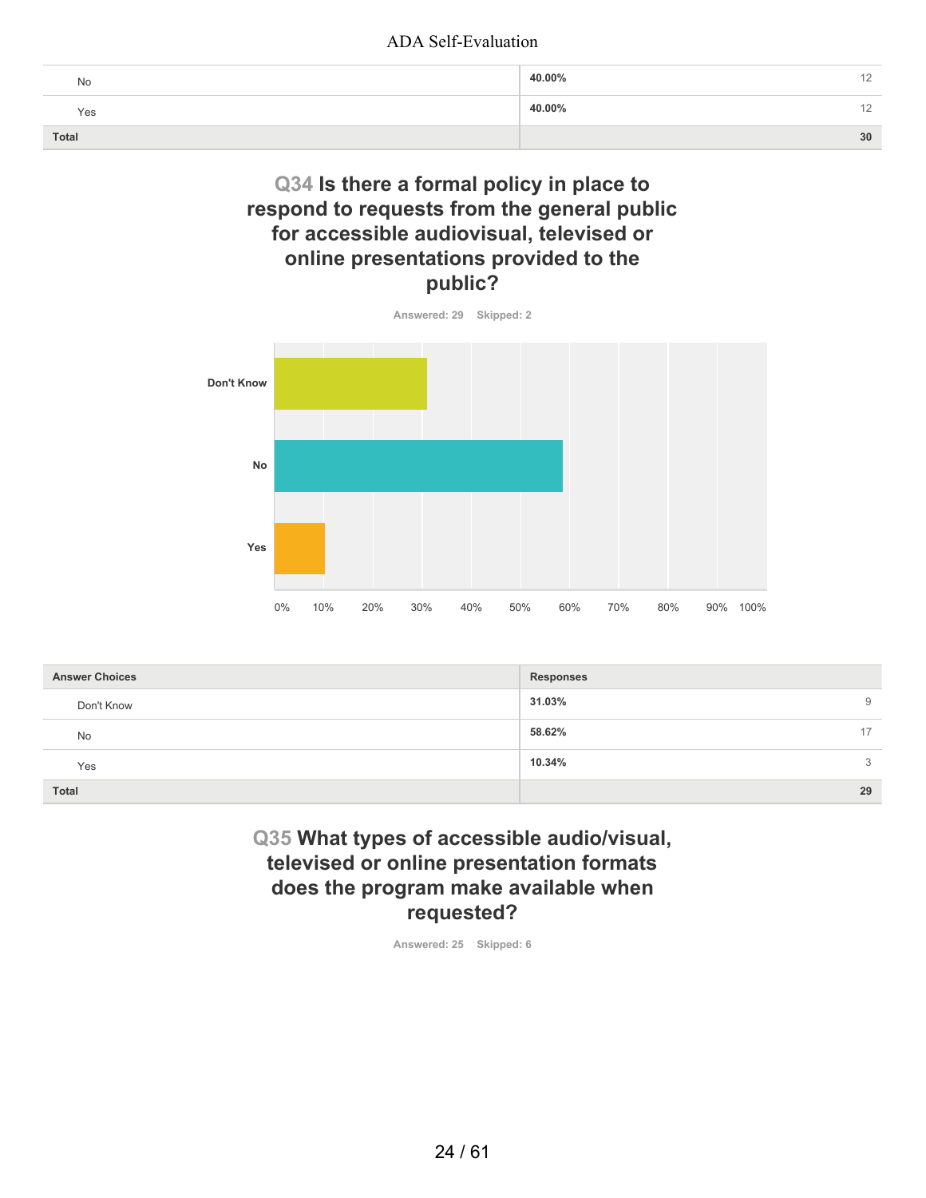| | | |
|---|---|---|
| No | 40.00% | 12 |
| Yes | 40.00% | 12 |
| **Total** | | **30** |

## Q34 Is there a formal policy in place to respond to requests from the general public for accessible audiovisual, televised or online presentations provided to the public?

Answered: 29 Skipped: 2

| Answer Choices | Responses | |
|---|---|---|
| Don't Know | 31.03% | 9 |
| No | 58.62% | 17 |
| Yes | 10.34% | 3 |
| **Total** | | **29** |

## Q35 What types of accessible audio/visual, televised or online presentation formats does the program make available when requested?

Answered: 25 Skipped: 6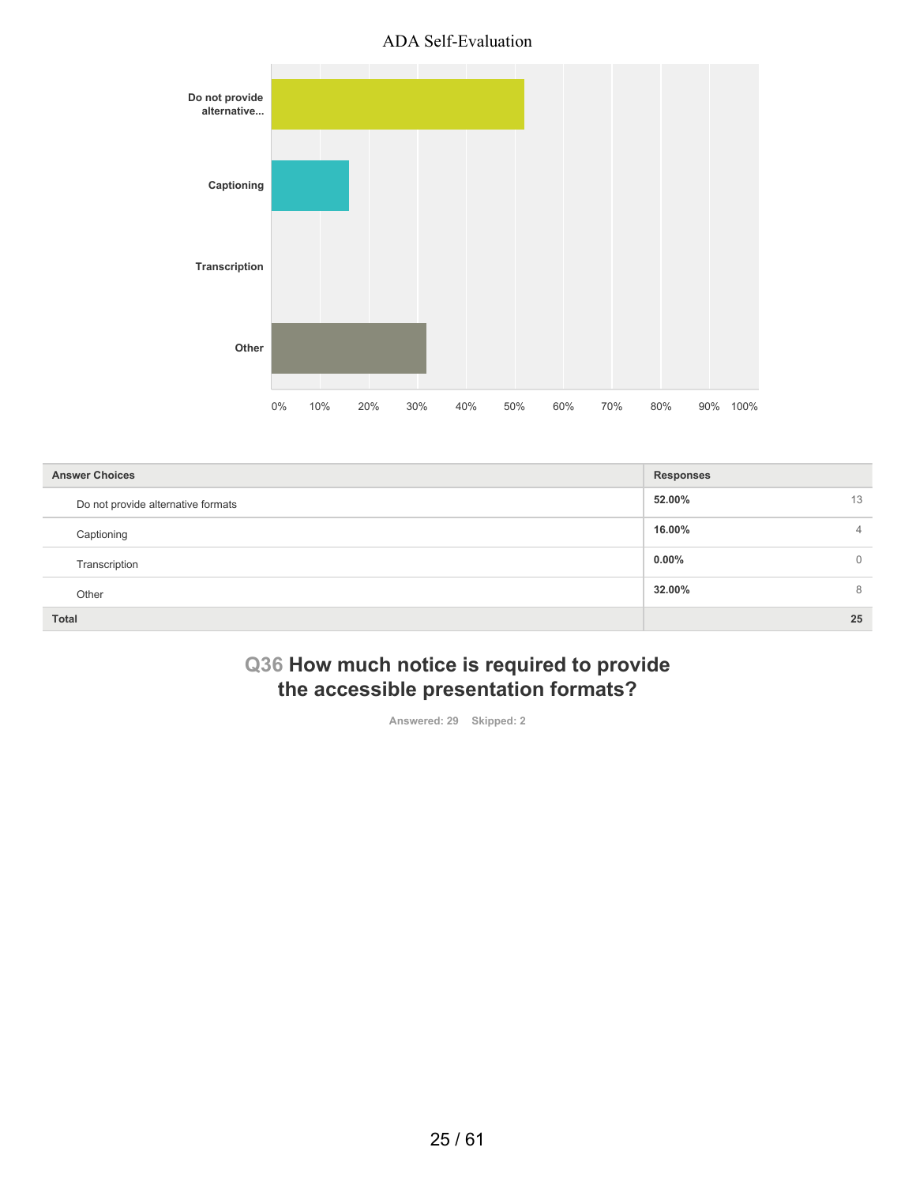ADA Self-Evaluation

| Answer Choices | Responses | |
|---|---|---|
| Do not provide alternative formats | 52.00% | 13 |
| Captioning | 16.00% | 4 |
| Transcription | 0.00% | 0 |
| Other | 32.00% | 8 |
| **Total** | | **25** |

## Q36 How much notice is required to provide the accessible presentation formats?

Answered: 29 Skipped: 2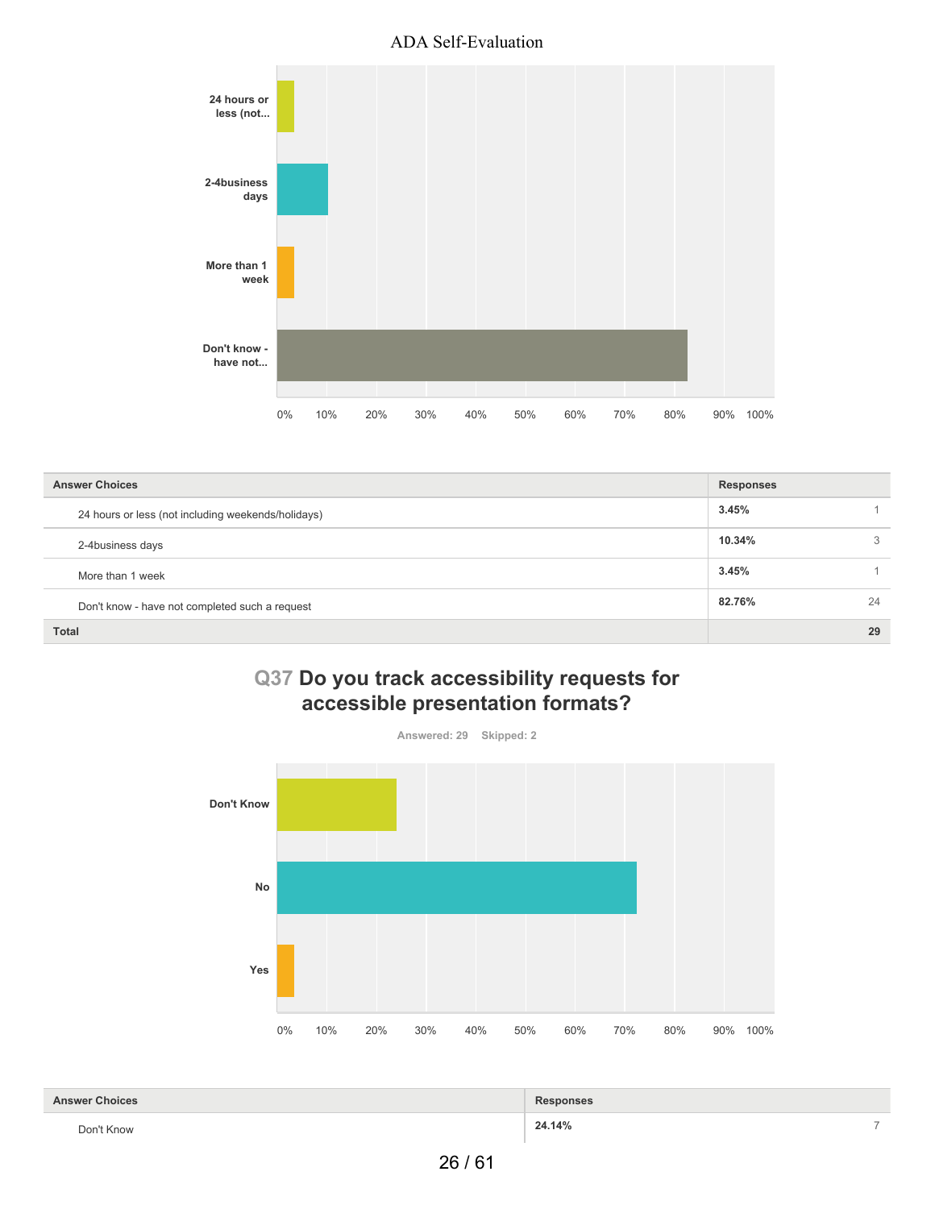| Answer Choices | Responses | |
|---|---|---|
| 24 hours or less (not including weekends/holidays) | 3.45% | 1 |
| 2-4business days | 10.34% | 3 |
| More than 1 week | 3.45% | 1 |
| Don't know - have not completed such a request | 82.76% | 24 |
| **Total** | | **29** |

## Q37 Do you track accessibility requests for accessible presentation formats?

Answered: 29 Skipped: 2

| Answer Choices | Responses | |
|---|---|---|
| Don't Know | 24.14% | 7 |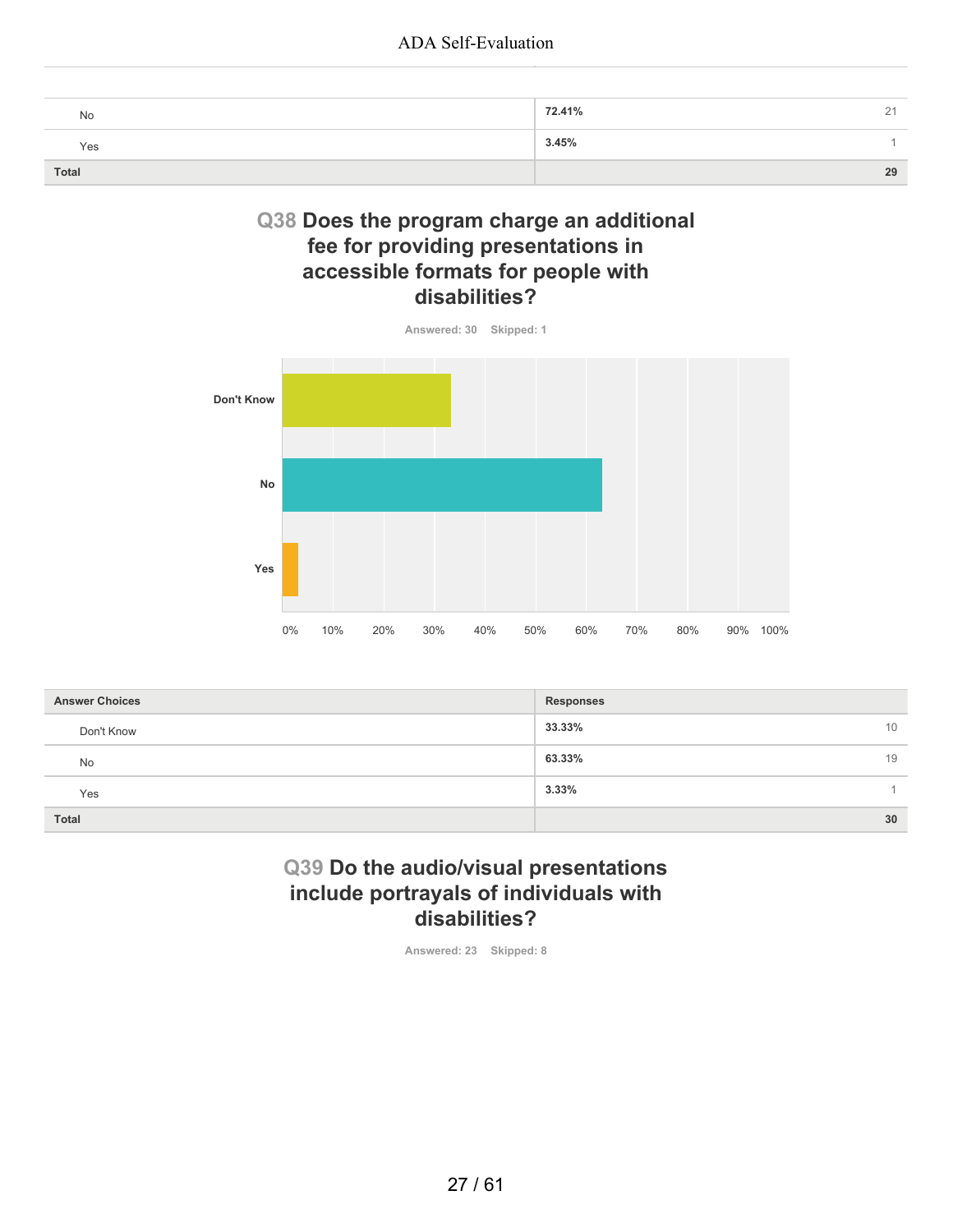| | |
|---|---|
| No | 72.41% 21 |
| Yes | 3.45% 1 |
| **Total** | **29** |

## Q38 Does the program charge an additional fee for providing presentations in accessible formats for people with disabilities?

Answered: 30 Skipped: 1

| Answer Choices | Responses | |
|---|---|---|
| Don't Know | 33.33% | 10 |
| No | 63.33% | 19 |
| Yes | 3.33% | 1 |
| **Total** | | **30** |

## Q39 Do the audio/visual presentations include portrayals of individuals with disabilities?

Answered: 23 Skipped: 8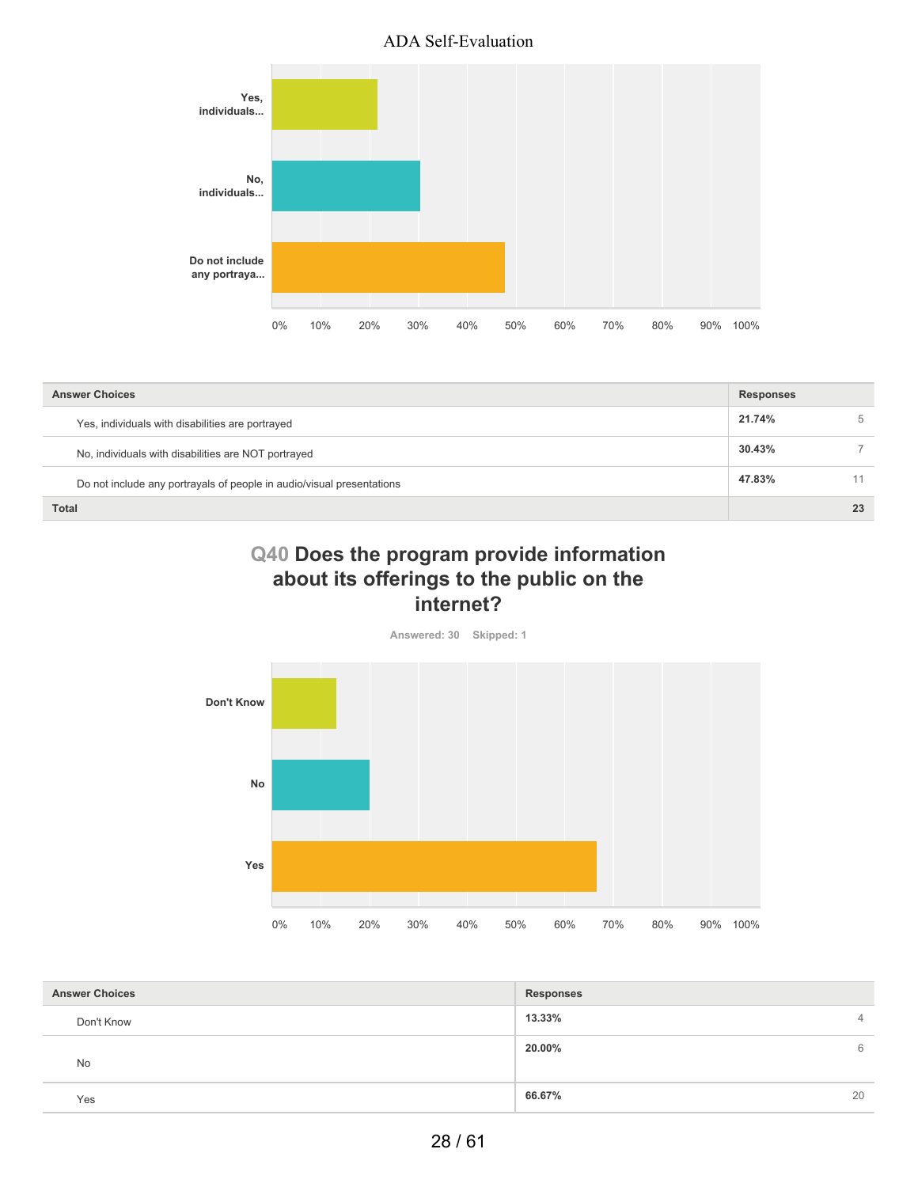| Answer Choices | Responses | |
|---|---|---|
| Yes, individuals with disabilities are portrayed | 21.74% | 5 |
| No, individuals with disabilities are NOT portrayed | 30.43% | 7 |
| Do not include any portrayals of people in audio/visual presentations | 47.83% | 11 |
| **Total** | | **23** |

## Q40 Does the program provide information about its offerings to the public on the internet?

Answered: 30 Skipped: 1

| Answer Choices | Responses | |
|---|---|---|
| Don't Know | 13.33% | 4 |
| No | 20.00% | 6 |
| Yes | 66.67% | 20 |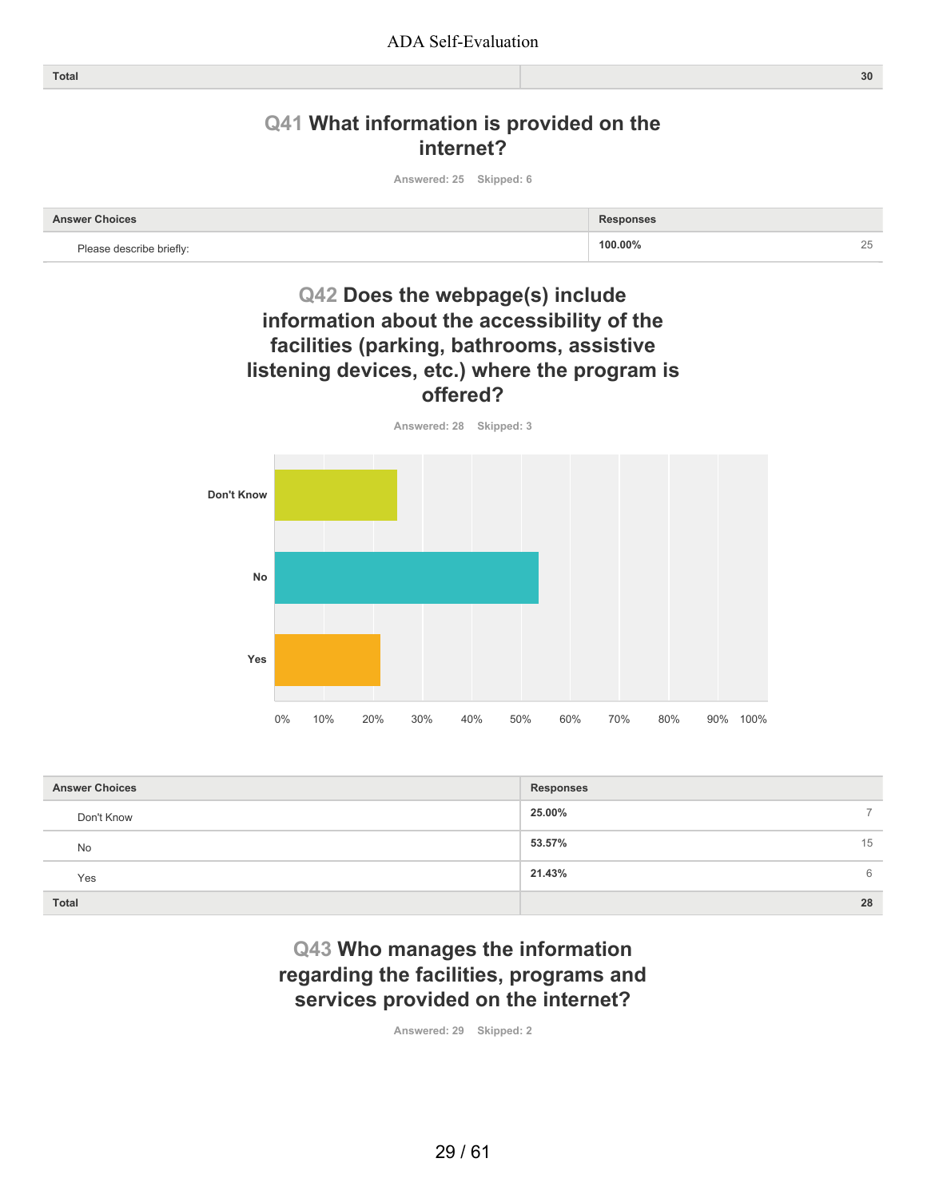| Total | 30 |
| --- | --- |

## Q41 What information is provided on the internet?

Answered: 25 Skipped: 6

| Answer Choices | Responses | |
| --- | --- | --- |
| Please describe briefly: | 100.00% | 25 |

## Q42 Does the webpage(s) include information about the accessibility of the facilities (parking, bathrooms, assistive listening devices, etc.) where the program is offered?

Answered: 28 Skipped: 3

| Answer Choices | Responses | |
| --- | --- | --- |
| Don't Know | 25.00% | 7 |
| No | 53.57% | 15 |
| Yes | 21.43% | 6 |
| Total | | 28 |

## Q43 Who manages the information regarding the facilities, programs and services provided on the internet?

Answered: 29 Skipped: 2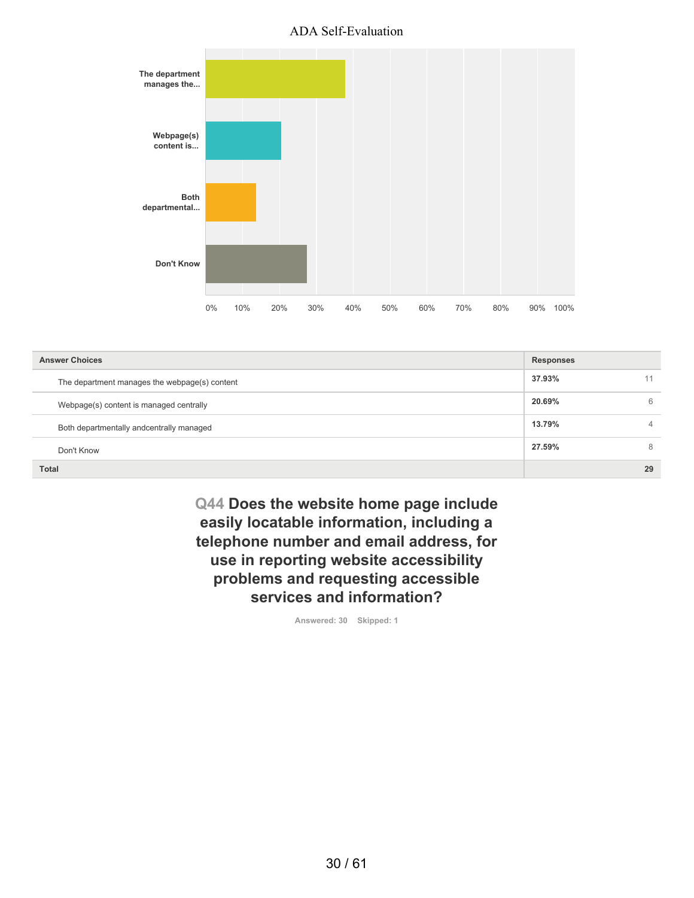| Answer Choices | Responses | |
|---|---|---|
| The department manages the webpage(s) content | 37.93% | 11 |
| Webpage(s) content is managed centrally | 20.69% | 6 |
| Both departmentally andcentrally managed | 13.79% | 4 |
| Don't Know | 27.59% | 8 |
| **Total** | | **29** |

## Q44 Does the website home page include easily locatable information, including a telephone number and email address, for use in reporting website accessibility problems and requesting accessible services and information?

Answered: 30 Skipped: 1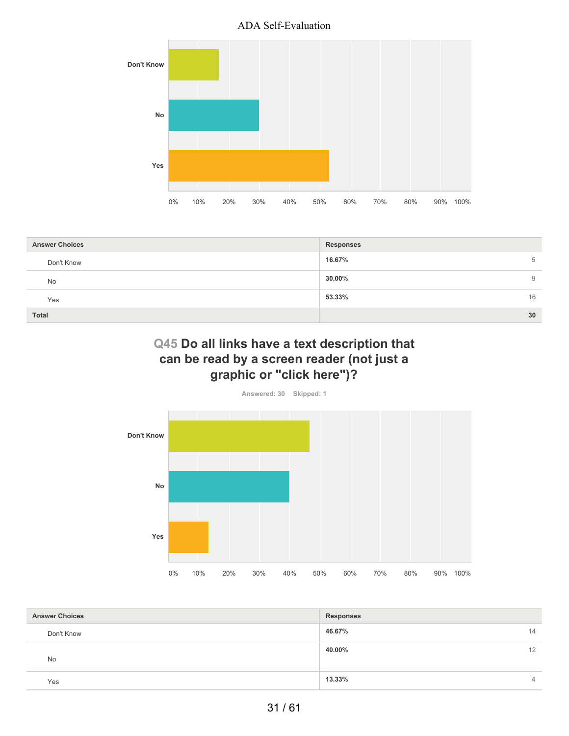| Answer Choices | Responses | |
|---|---|---|
| Don't Know | 16.67% | 5 |
| No | 30.00% | 9 |
| Yes | 53.33% | 16 |
| **Total** | | **30** |

## Q45 Do all links have a text description that can be read by a screen reader (not just a graphic or "click here")?

Answered: 30 Skipped: 1

| Answer Choices | Responses | |
|---|---|---|
| Don't Know | 46.67% | 14 |
| No | 40.00% | 12 |
| Yes | 13.33% | 4 |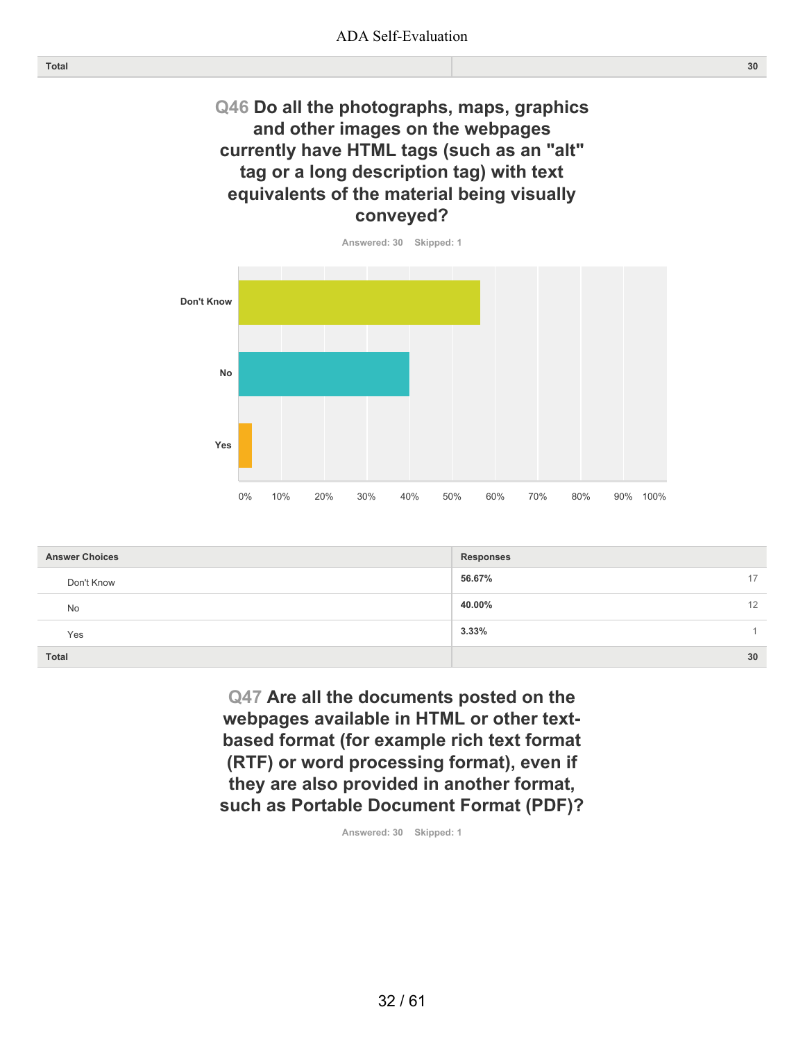| Total | 30 |
|---|---|

## Q46 Do all the photographs, maps, graphics and other images on the webpages currently have HTML tags (such as an "alt" tag or a long description tag) with text equivalents of the material being visually conveyed?

Answered: 30 Skipped: 1

| Answer Choices | Responses | |
|---|---|---|
| Don't Know | 56.67% | 17 |
| No | 40.00% | 12 |
| Yes | 3.33% | 1 |
| Total | | 30 |

## Q47 Are all the documents posted on the webpages available in HTML or other text-based format (for example rich text format (RTF) or word processing format), even if they are also provided in another format, such as Portable Document Format (PDF)?

Answered: 30 Skipped: 1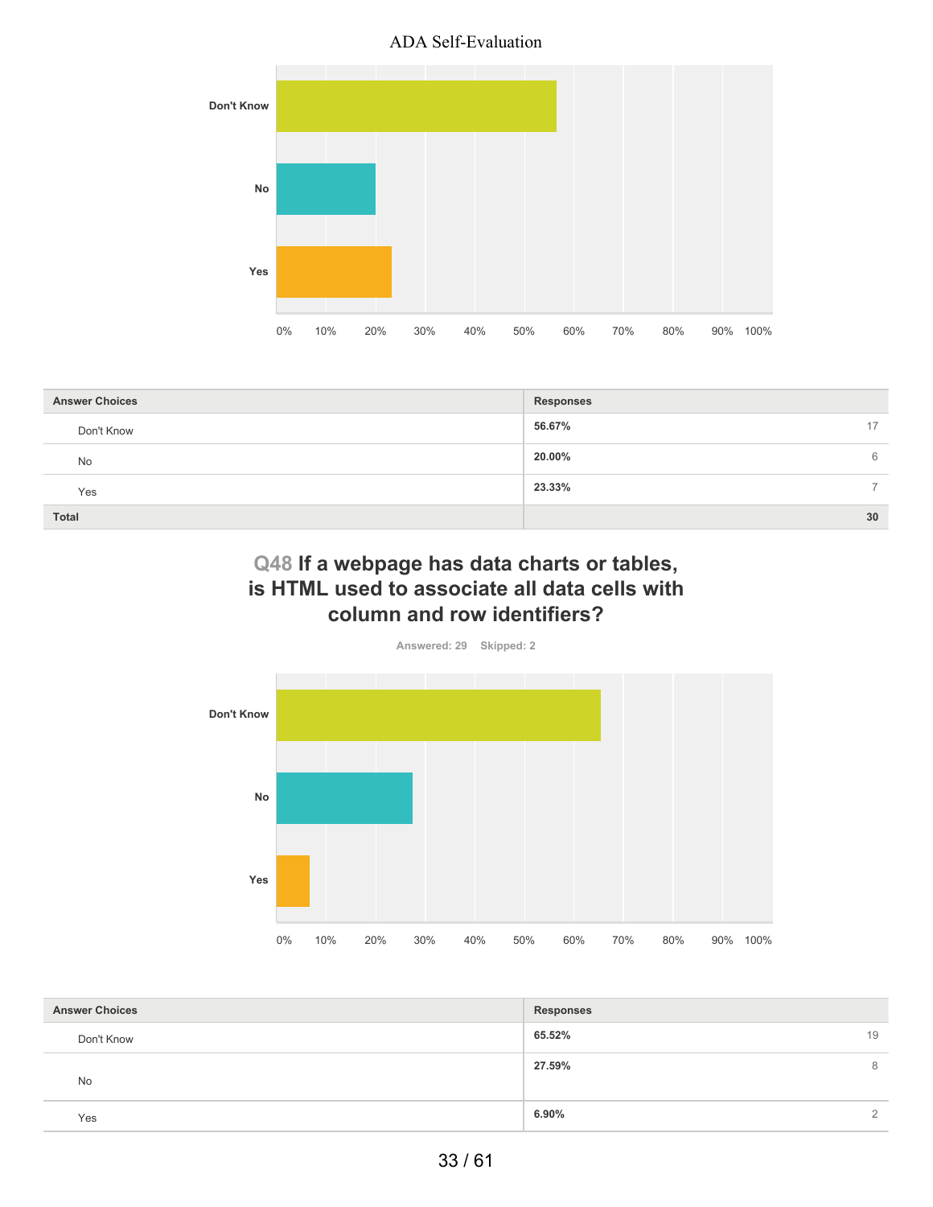| Answer Choices | Responses | |
|---|---|---|
| Don't Know | 56.67% | 17 |
| No | 20.00% | 6 |
| Yes | 23.33% | 7 |
| Total | | 30 |

## Q48 If a webpage has data charts or tables, is HTML used to associate all data cells with column and row identifiers?

Answered: 29 Skipped: 2

| Answer Choices | Responses | |
|---|---|---|
| Don't Know | 65.52% | 19 |
| No | 27.59% | 8 |
| Yes | 6.90% | 2 |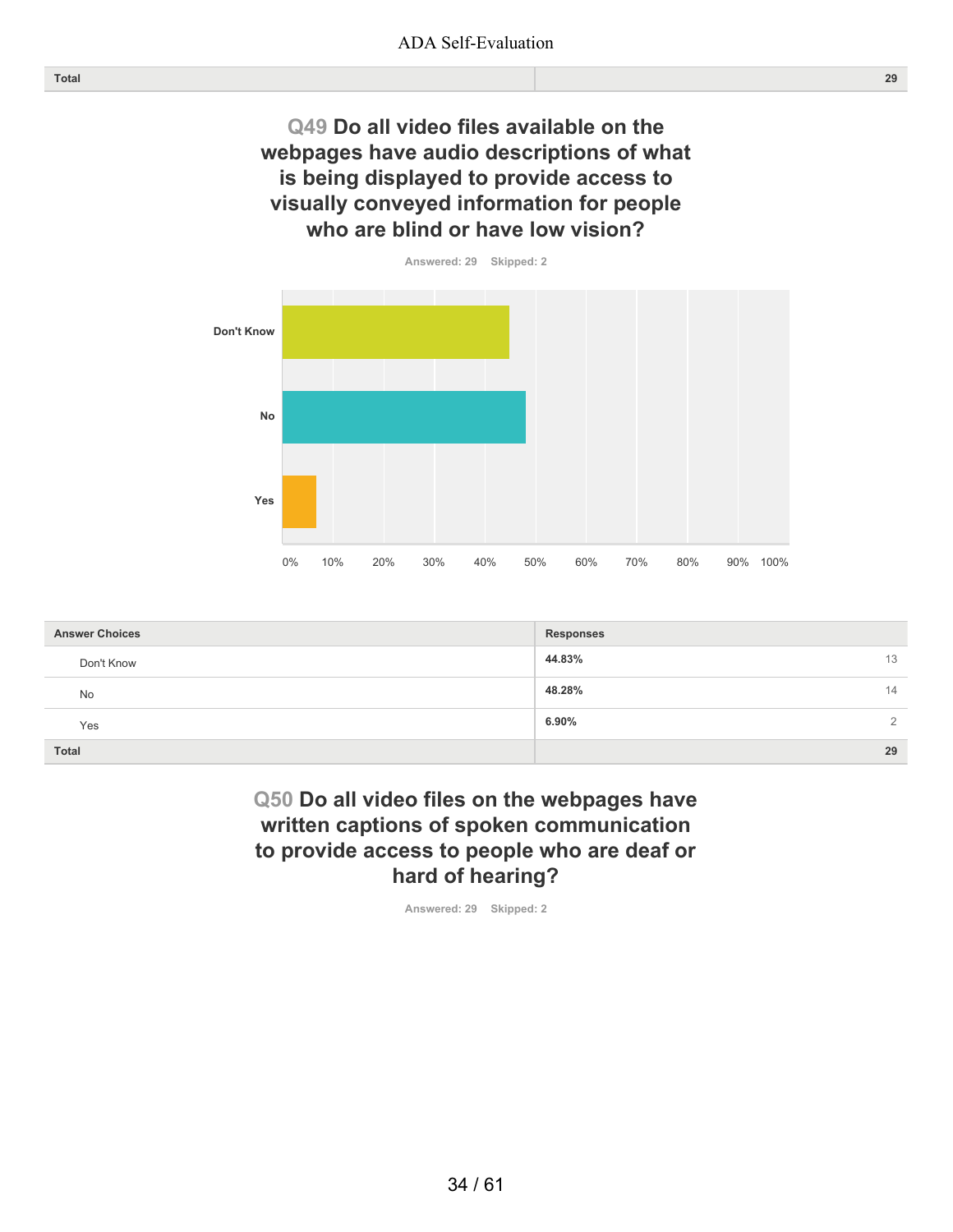| Total | 29 |
|---|---|

## Q49 Do all video files available on the webpages have audio descriptions of what is being displayed to provide access to visually conveyed information for people who are blind or have low vision?

Answered: 29 Skipped: 2

| Answer Choices | Responses | |
|---|---|---|
| Don't Know | 44.83% | 13 |
| No | 48.28% | 14 |
| Yes | 6.90% | 2 |
| Total | | 29 |

## Q50 Do all video files on the webpages have written captions of spoken communication to provide access to people who are deaf or hard of hearing?

Answered: 29 Skipped: 2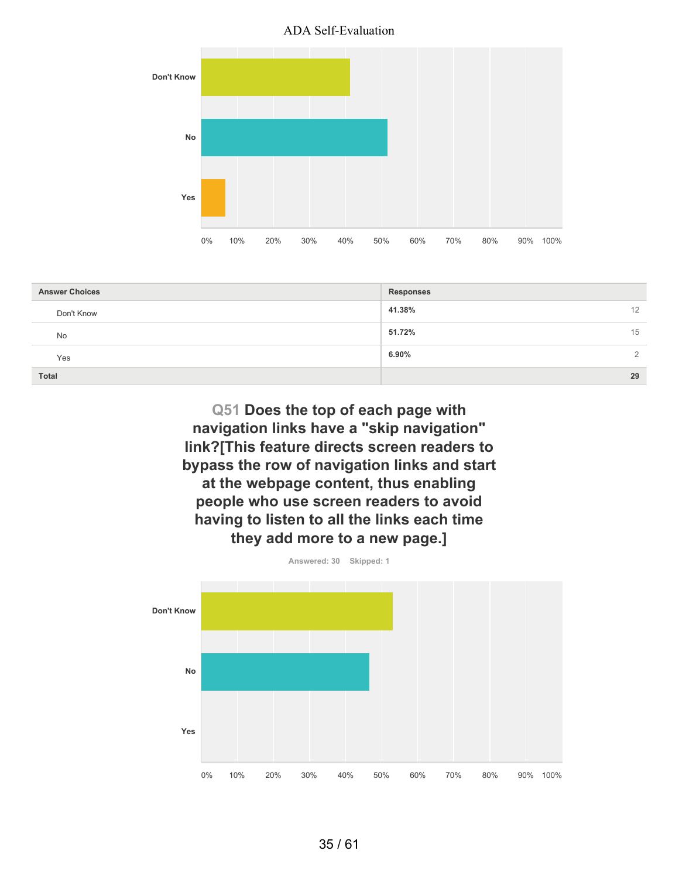| Answer Choices | Responses | |
|---|---|---|
| Don't Know | 41.38% | 12 |
| No | 51.72% | 15 |
| Yes | 6.90% | 2 |
| **Total** | | **29** |

## Q51 Does the top of each page with navigation links have a "skip navigation" link?[This feature directs screen readers to bypass the row of navigation links and start at the webpage content, thus enabling people who use screen readers to avoid having to listen to all the links each time they add more to a new page.]

Answered: 30 Skipped: 1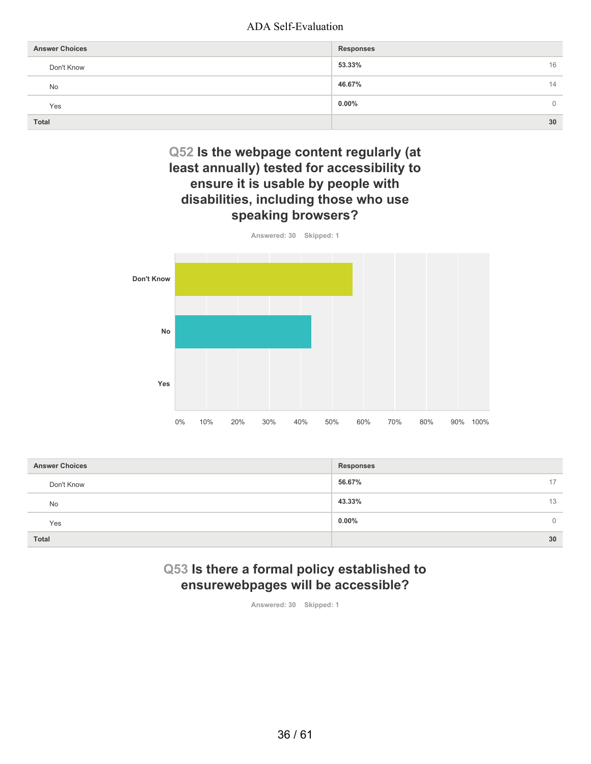| Answer Choices | Responses | |
|---|---|---|
| Don't Know | 53.33% | 16 |
| No | 46.67% | 14 |
| Yes | 0.00% | 0 |
| Total | | 30 |

## Q52 Is the webpage content regularly (at least annually) tested for accessibility to ensure it is usable by people with disabilities, including those who use speaking browsers?

Answered: 30 Skipped: 1

| Answer Choices | Responses | |
|---|---|---|
| Don't Know | 56.67% | 17 |
| No | 43.33% | 13 |
| Yes | 0.00% | 0 |
| Total | | 30 |

## Q53 Is there a formal policy established to ensurewebpages will be accessible?

Answered: 30 Skipped: 1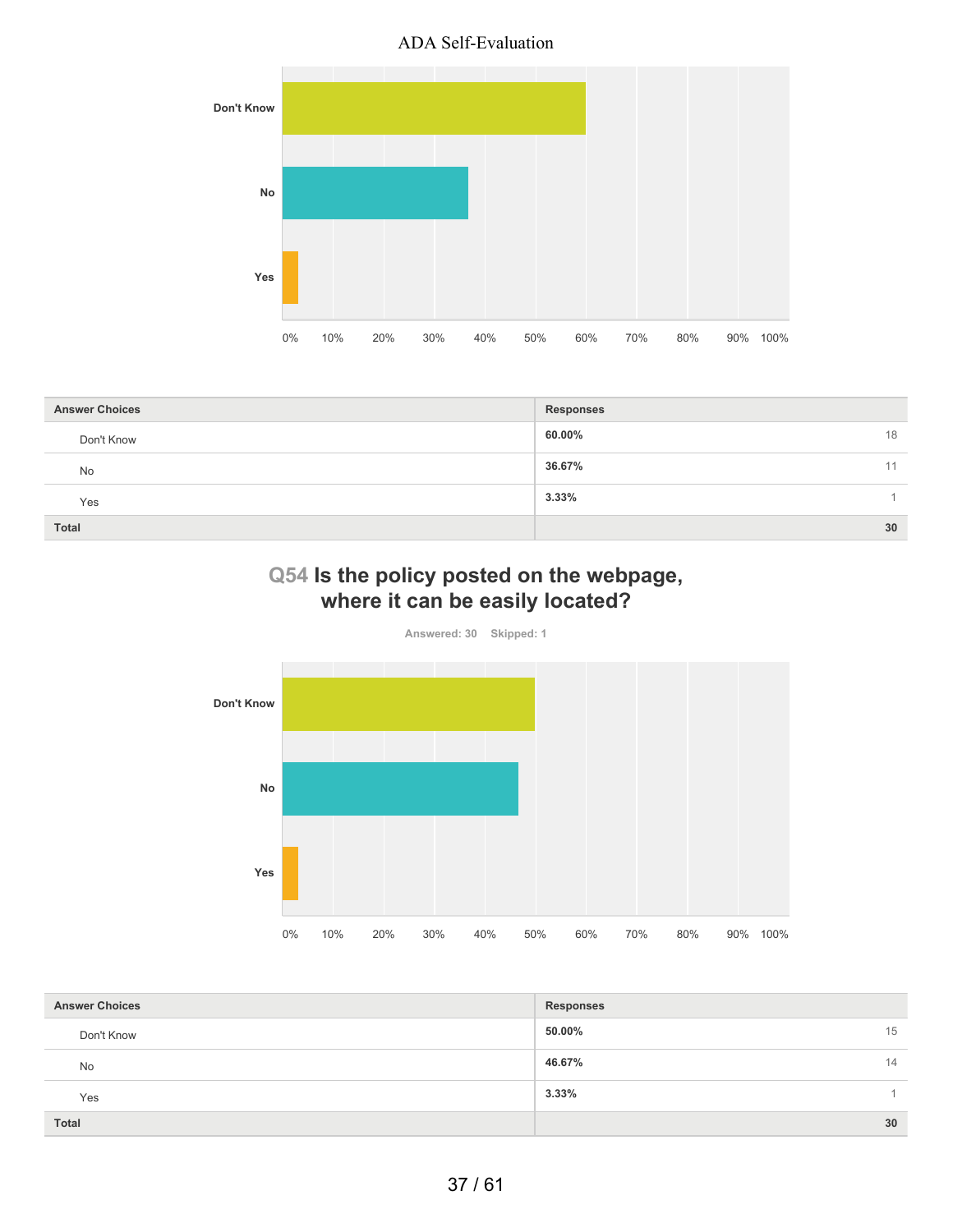| Answer Choices | Responses | |
|---|---|---|
| Don't Know | 60.00% | 18 |
| No | 36.67% | 11 |
| Yes | 3.33% | 1 |
| Total | | 30 |

## Q54 Is the policy posted on the webpage, where it can be easily located?

Answered: 30 Skipped: 1

| Answer Choices | Responses | |
|---|---|---|
| Don't Know | 50.00% | 15 |
| No | 46.67% | 14 |
| Yes | 3.33% | 1 |
| Total | | 30 |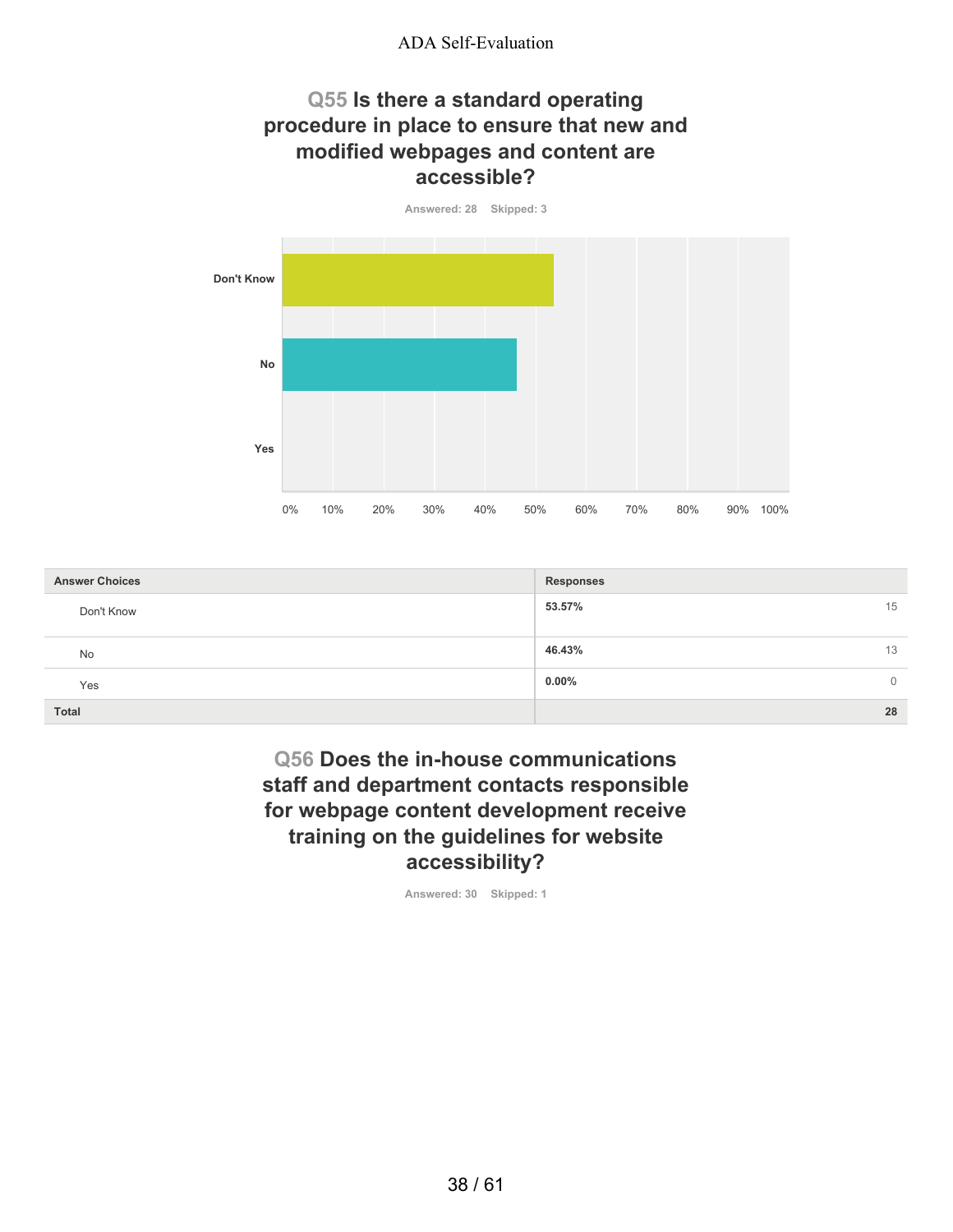## Q55 Is there a standard operating procedure in place to ensure that new and modified webpages and content are accessible?

Answered: 28 Skipped: 3

| Answer Choices | Responses | |
|---|---|---|
| Don't Know | **53.57%** | 15 |
| No | **46.43%** | 13 |
| Yes | **0.00%** | 0 |
| **Total** | | **28** |

## Q56 Does the in-house communications staff and department contacts responsible for webpage content development receive training on the guidelines for website accessibility?

Answered: 30 Skipped: 1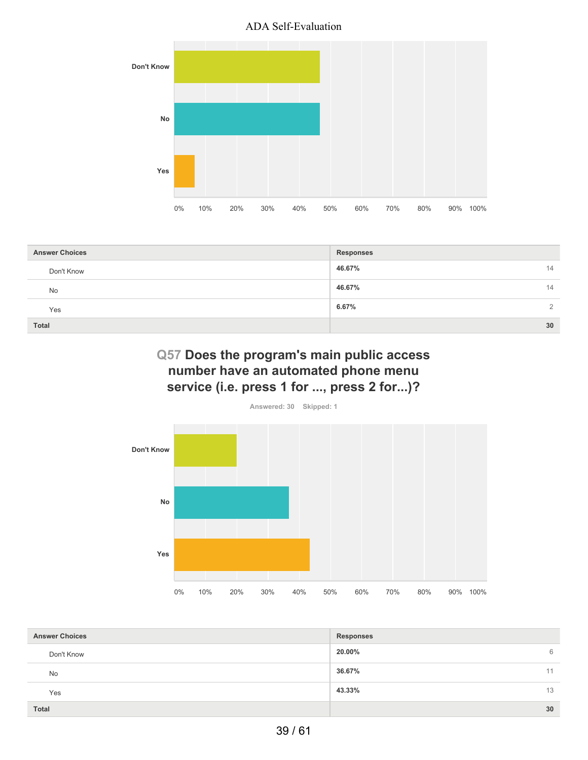| Answer Choices | Responses | |
|---|---|---|
| Don't Know | 46.67% | 14 |
| No | 46.67% | 14 |
| Yes | 6.67% | 2 |
| Total | | 30 |

## Q57 Does the program's main public access number have an automated phone menu service (i.e. press 1 for ..., press 2 for...)?

Answered: 30 Skipped: 1

| Answer Choices | Responses | |
|---|---|---|
| Don't Know | 20.00% | 6 |
| No | 36.67% | 11 |
| Yes | 43.33% | 13 |
| Total | | 30 |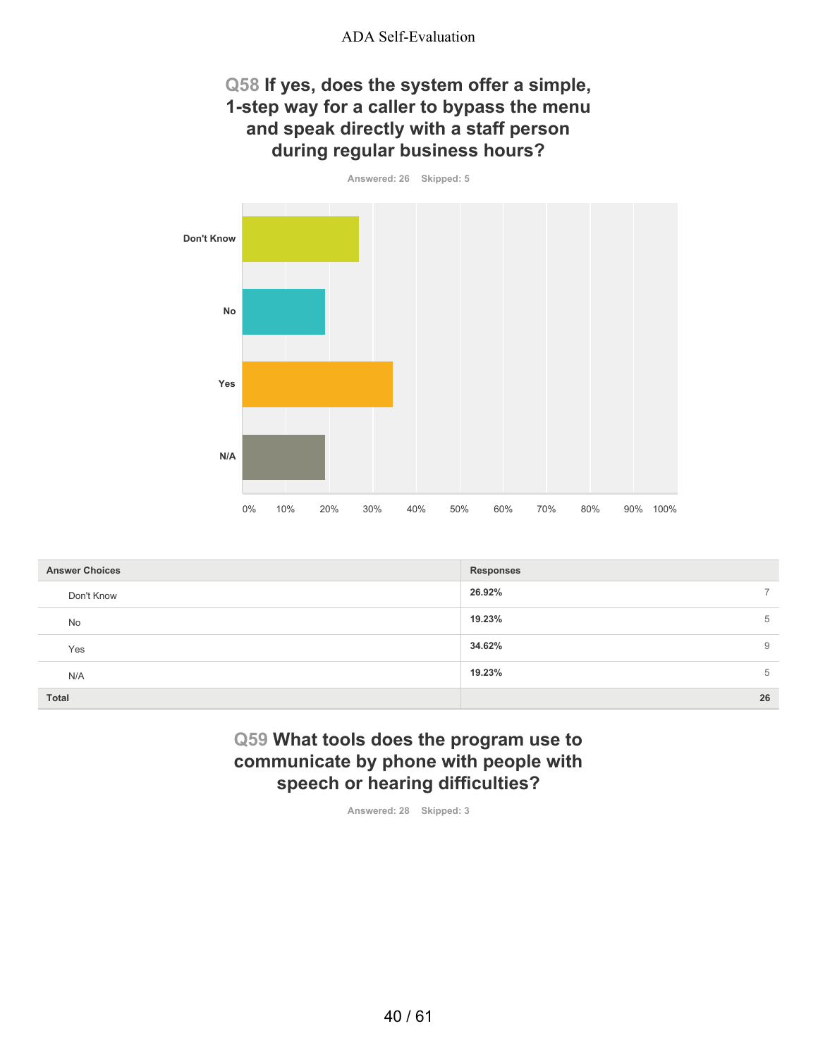## Q58 If yes, does the system offer a simple, 1-step way for a caller to bypass the menu and speak directly with a staff person during regular business hours?

Answered: 26 Skipped: 5

| Answer Choices | Responses | |
|---|---|---|
| Don't Know | 26.92% | 7 |
| No | 19.23% | 5 |
| Yes | 34.62% | 9 |
| N/A | 19.23% | 5 |
| Total | | 26 |

## Q59 What tools does the program use to communicate by phone with people with speech or hearing difficulties?

Answered: 28 Skipped: 3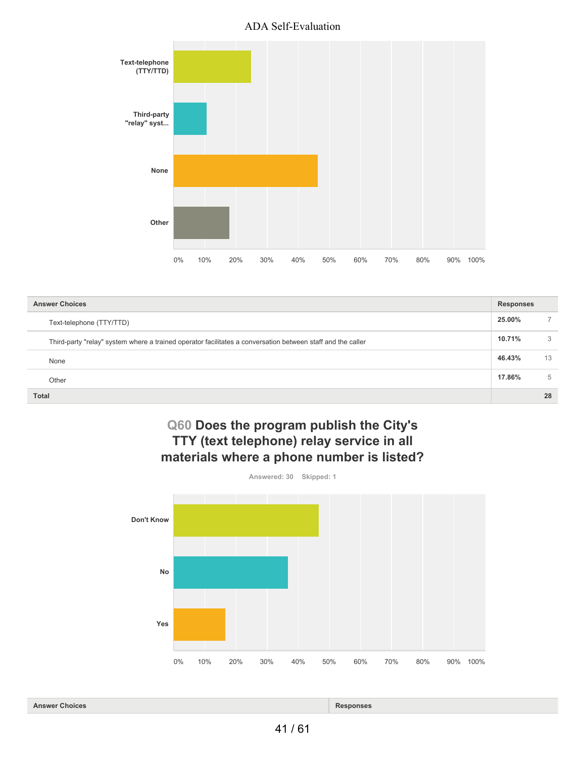| Answer Choices | Responses | |
|---|---|---|
| Text-telephone (TTY/TTD) | 25.00% | 7 |
| Third-party "relay" system where a trained operator facilitates a conversation between staff and the caller | 10.71% | 3 |
| None | 46.43% | 13 |
| Other | 17.86% | 5 |
| **Total** | | **28** |

## Q60 Does the program publish the City's TTY (text telephone) relay service in all materials where a phone number is listed?

Answered: 30 Skipped: 1

| Answer Choices | Responses |
|---|---|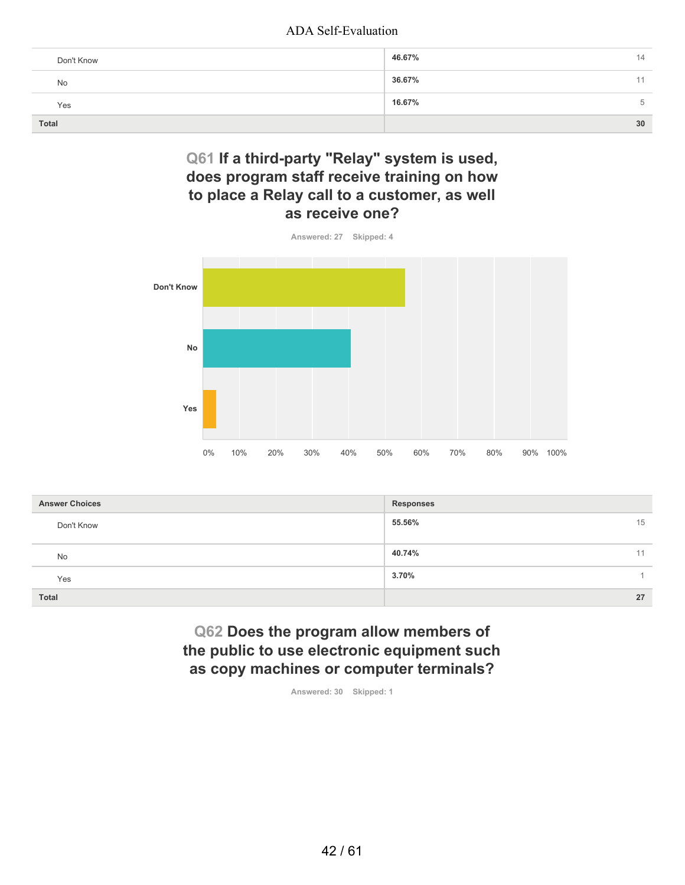| | | |
|---|---|---|
| Don't Know | 46.67% | 14 |
| No | 36.67% | 11 |
| Yes | 16.67% | 5 |
| **Total** | | **30** |

## Q61 If a third-party "Relay" system is used, does program staff receive training on how to place a Relay call to a customer, as well as receive one?

Answered: 27 Skipped: 4

| Answer Choices | Responses | |
|---|---|---|
| Don't Know | 55.56% | 15 |
| No | 40.74% | 11 |
| Yes | 3.70% | 1 |
| **Total** | | **27** |

## Q62 Does the program allow members of the public to use electronic equipment such as copy machines or computer terminals?

Answered: 30 Skipped: 1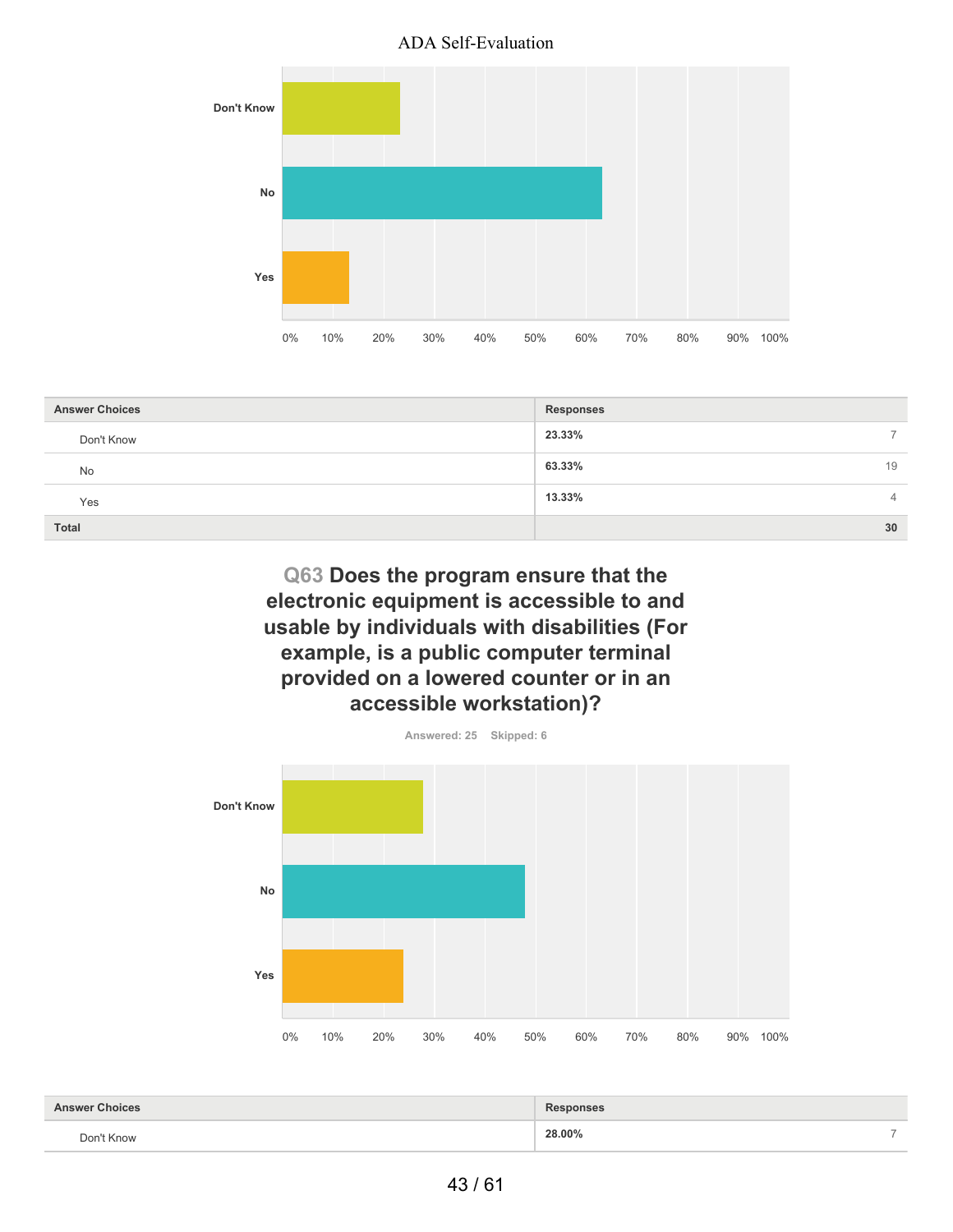| Answer Choices | Responses | |
|---|---|---|
| Don't Know | 23.33% | 7 |
| No | 63.33% | 19 |
| Yes | 13.33% | 4 |
| **Total** | | **30** |

## Q63 Does the program ensure that the electronic equipment is accessible to and usable by individuals with disabilities (For example, is a public computer terminal provided on a lowered counter or in an accessible workstation)?

Answered: 25 Skipped: 6

| Answer Choices | Responses | |
|---|---|---|
| Don't Know | 28.00% | 7 |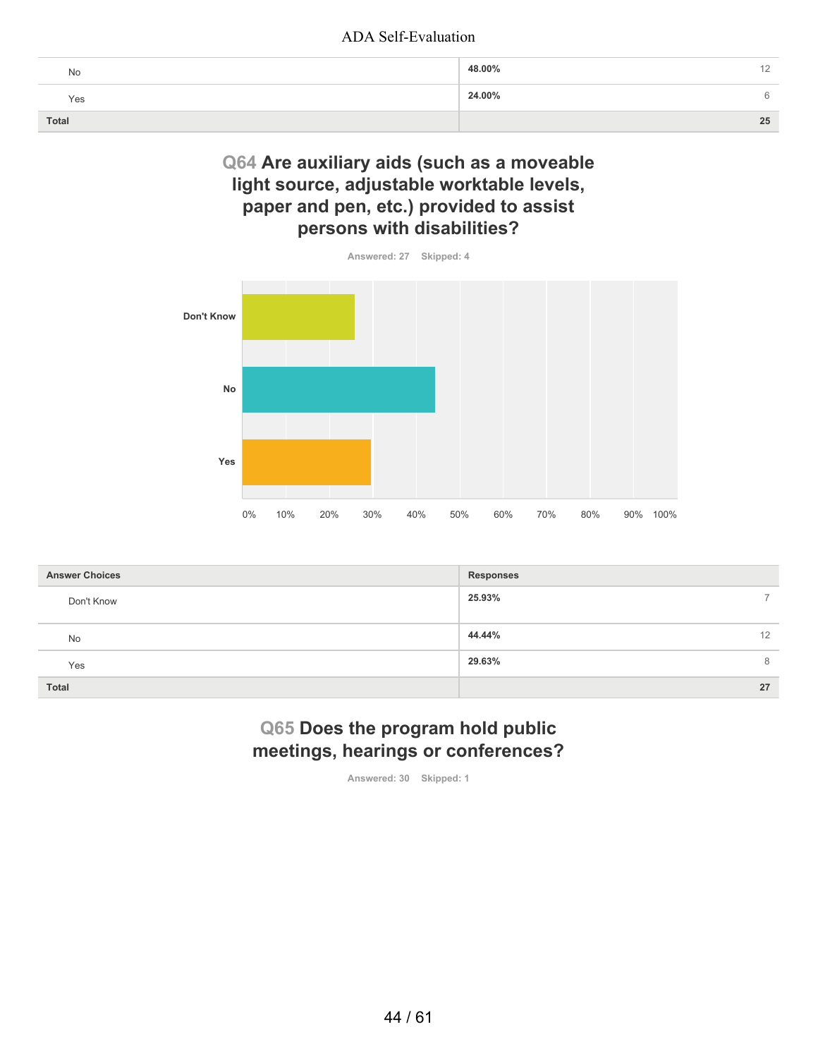| | | |
|---|---|---|
| No | 48.00% | 12 |
| Yes | 24.00% | 6 |
| **Total** | | **25** |

## Q64 Are auxiliary aids (such as a moveable light source, adjustable worktable levels, paper and pen, etc.) provided to assist persons with disabilities?

Answered: 27 Skipped: 4

| Answer Choices | Responses | |
|---|---|---|
| Don't Know | 25.93% | 7 |
| No | 44.44% | 12 |
| Yes | 29.63% | 8 |
| **Total** | | **27** |

## Q65 Does the program hold public meetings, hearings or conferences?

Answered: 30 Skipped: 1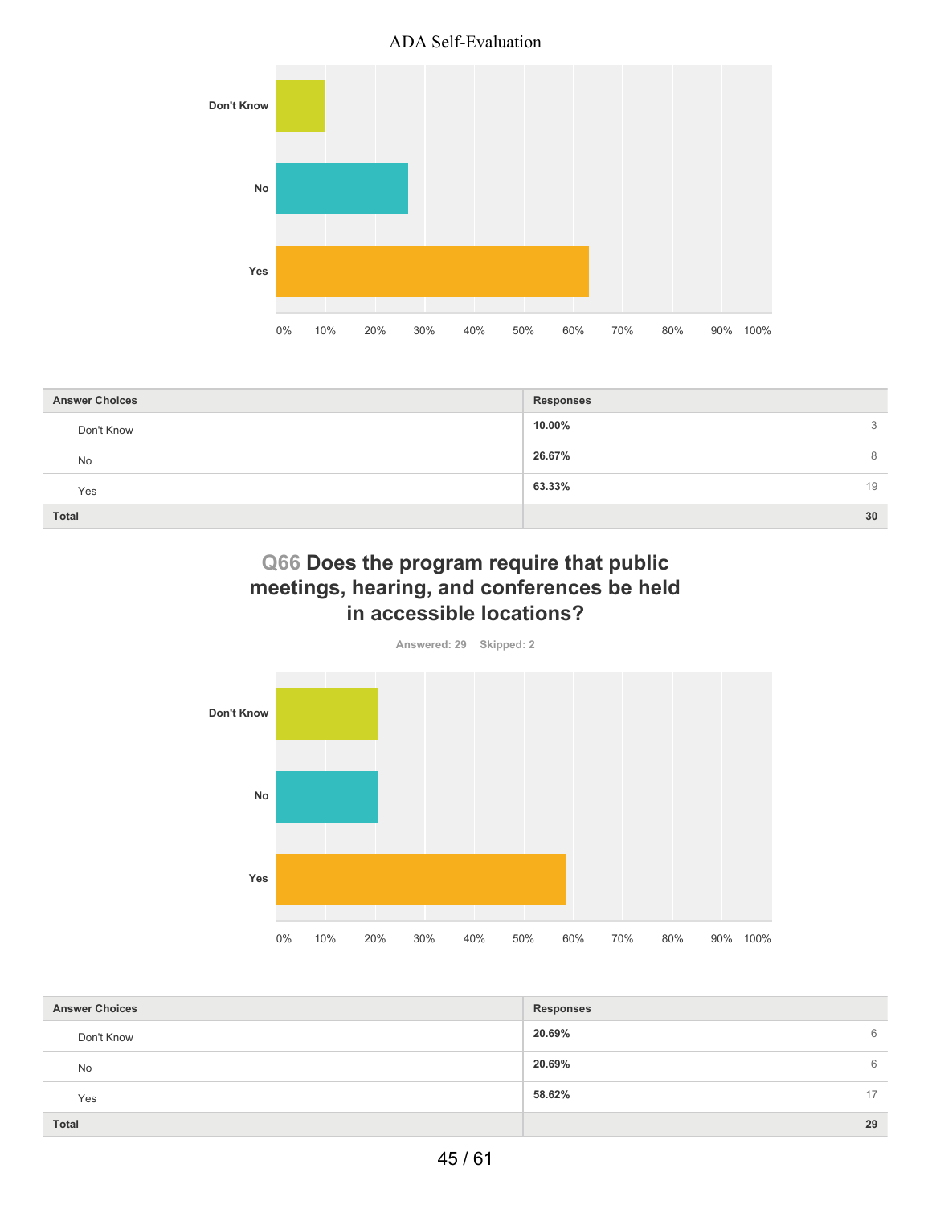| Answer Choices | Responses | |
|---|---|---|
| Don't Know | 10.00% | 3 |
| No | 26.67% | 8 |
| Yes | 63.33% | 19 |
| Total | | 30 |

## Q66 Does the program require that public meetings, hearing, and conferences be held in accessible locations?

Answered: 29 Skipped: 2

| Answer Choices | Responses | |
|---|---|---|
| Don't Know | 20.69% | 6 |
| No | 20.69% | 6 |
| Yes | 58.62% | 17 |
| Total | | 29 |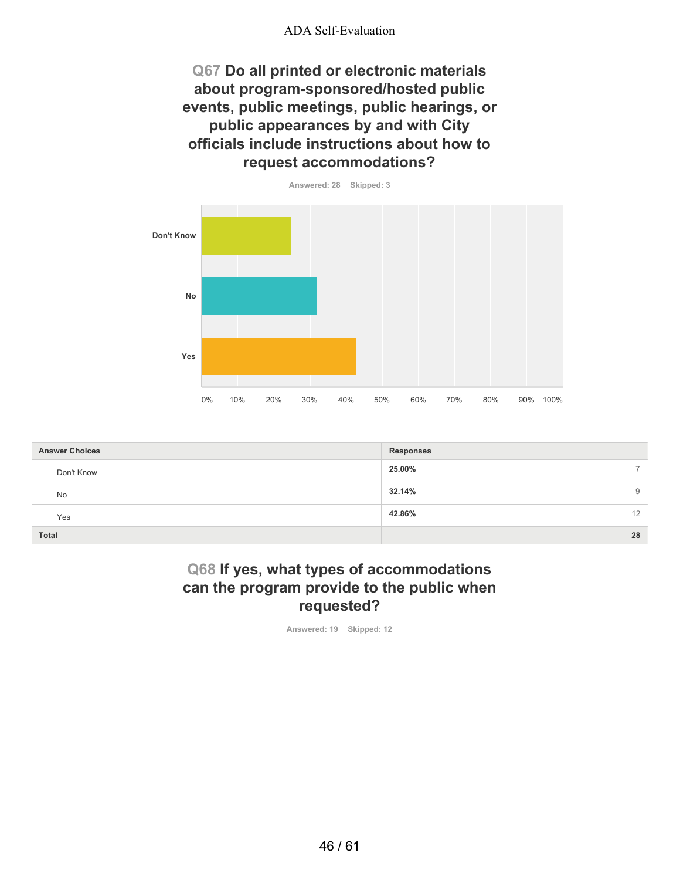## Q67 Do all printed or electronic materials about program-sponsored/hosted public events, public meetings, public hearings, or public appearances by and with City officials include instructions about how to request accommodations?

Answered: 28 Skipped: 3

| Answer Choices | Responses | |
|---|---|---|
| Don't Know | 25.00% | 7 |
| No | 32.14% | 9 |
| Yes | 42.86% | 12 |
| **Total** | | **28** |

## Q68 If yes, what types of accommodations can the program provide to the public when requested?

Answered: 19 Skipped: 12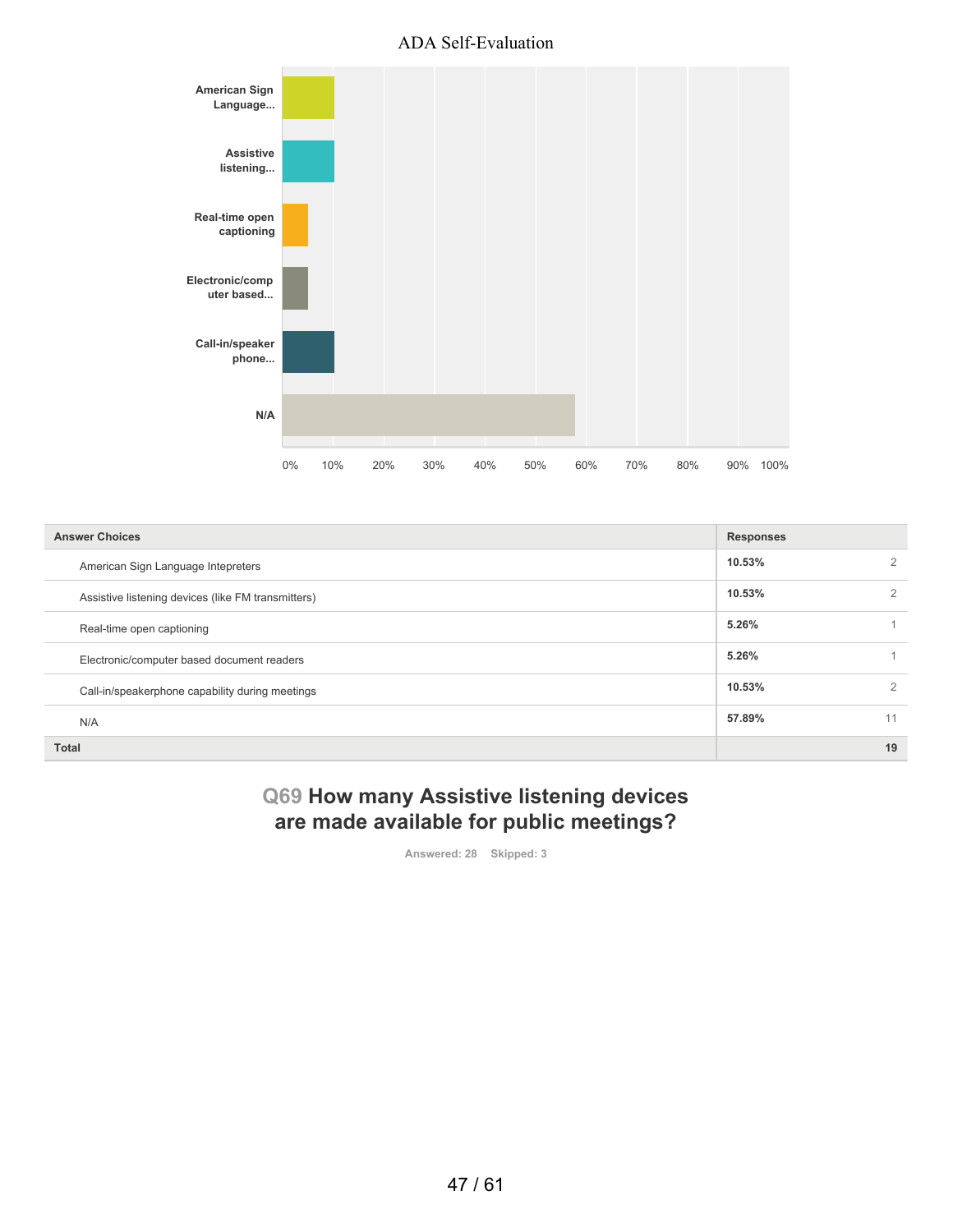ADA Self-Evaluation

| Answer Choices | Responses | |
|---|---|---|
| American Sign Language Intepreters | 10.53% | 2 |
| Assistive listening devices (like FM transmitters) | 10.53% | 2 |
| Real-time open captioning | 5.26% | 1 |
| Electronic/computer based document readers | 5.26% | 1 |
| Call-in/speakerphone capability during meetings | 10.53% | 2 |
| N/A | 57.89% | 11 |
| **Total** | | **19** |

## Q69 How many Assistive listening devices are made available for public meetings?

Answered: 28 Skipped: 3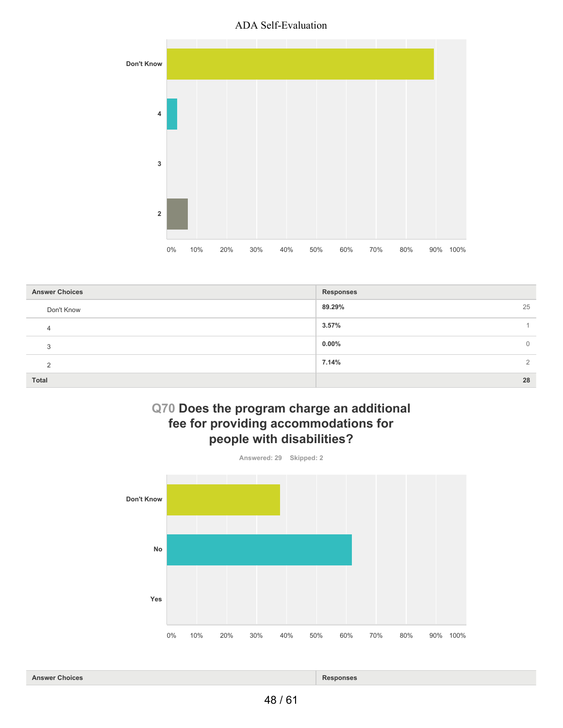| Answer Choices | Responses | |
|---|---|---|
| Don't Know | 89.29% | 25 |
| 4 | 3.57% | 1 |
| 3 | 0.00% | 0 |
| 2 | 7.14% | 2 |
| Total | | 28 |

## Q70 Does the program charge an additional fee for providing accommodations for people with disabilities?

Answered: 29 Skipped: 2

| Answer Choices | Responses |
|---|---|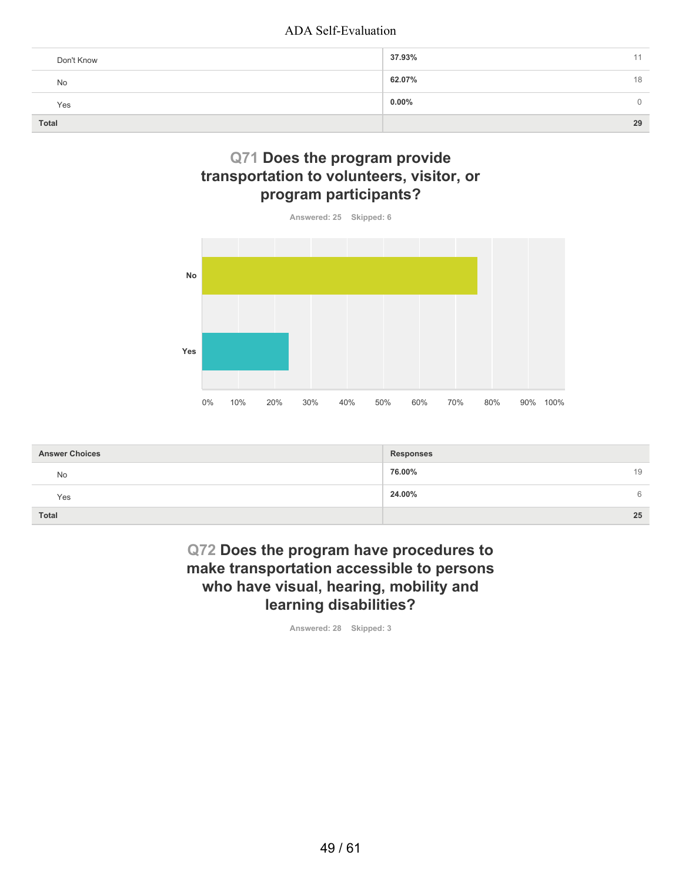| | | |
|---|---|---|
| Don't Know | 37.93% | 11 |
| No | 62.07% | 18 |
| Yes | 0.00% | 0 |
| **Total** | | **29** |

## Q71 Does the program provide transportation to volunteers, visitor, or program participants?

Answered: 25 Skipped: 6

| Answer Choices | Responses | |
|---|---|---|
| No | 76.00% | 19 |
| Yes | 24.00% | 6 |
| **Total** | | **25** |

## Q72 Does the program have procedures to make transportation accessible to persons who have visual, hearing, mobility and learning disabilities?

Answered: 28 Skipped: 3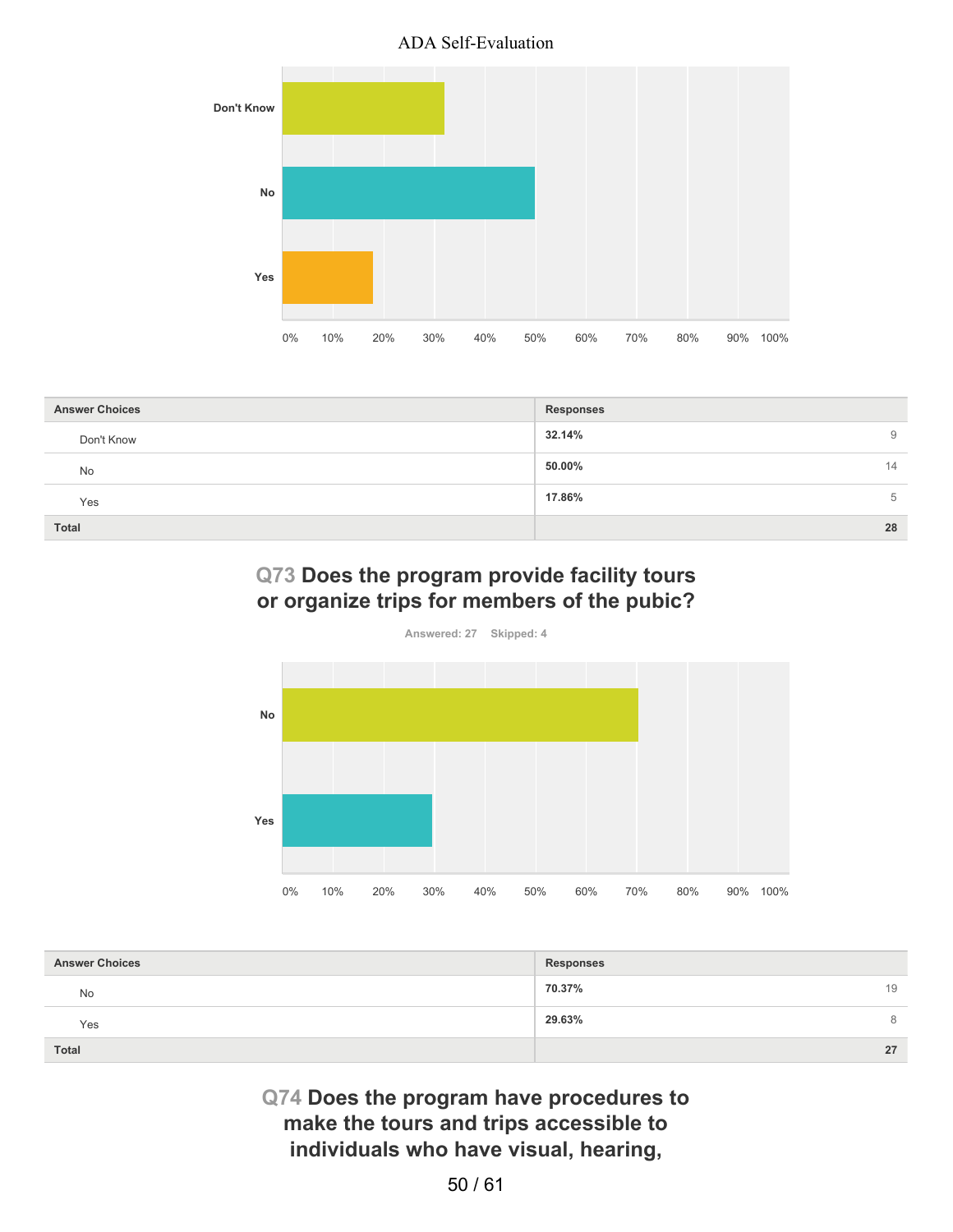| Answer Choices | Responses | |
|---|---|---|
| Don't Know | 32.14% | 9 |
| No | 50.00% | 14 |
| Yes | 17.86% | 5 |
| Total | | 28 |

## Q73 Does the program provide facility tours or organize trips for members of the pubic?

Answered: 27 Skipped: 4

| Answer Choices | Responses | |
|---|---|---|
| No | 70.37% | 19 |
| Yes | 29.63% | 8 |
| Total | | 27 |

## Q74 Does the program have procedures to make the tours and trips accessible to individuals who have visual, hearing,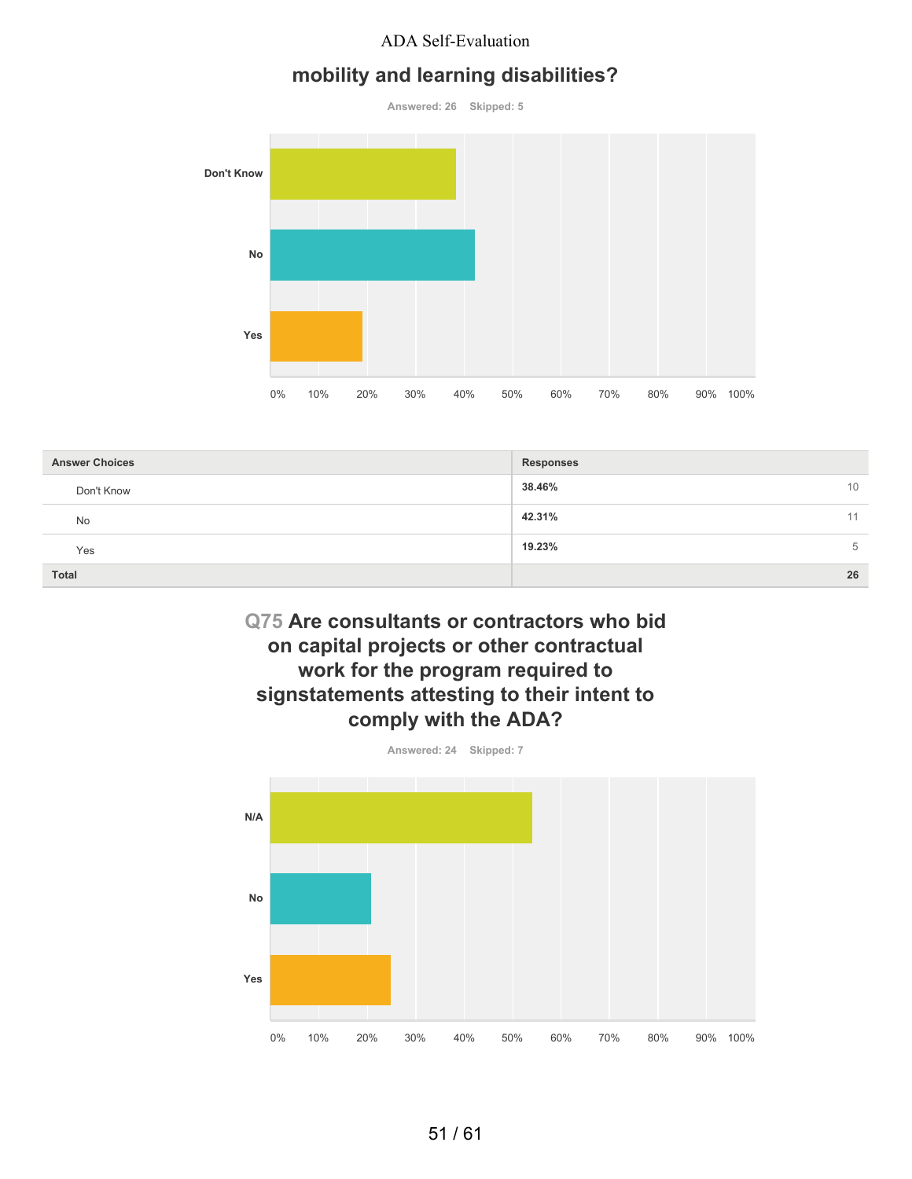## mobility and learning disabilities?

Answered: 26 Skipped: 5

| Answer Choices | Responses | |
|---|---|---|
| Don't Know | 38.46% | 10 |
| No | 42.31% | 11 |
| Yes | 19.23% | 5 |
| **Total** | | **26** |

## Q75 Are consultants or contractors who bid on capital projects or other contractual work for the program required to signstatements attesting to their intent to comply with the ADA?

Answered: 24 Skipped: 7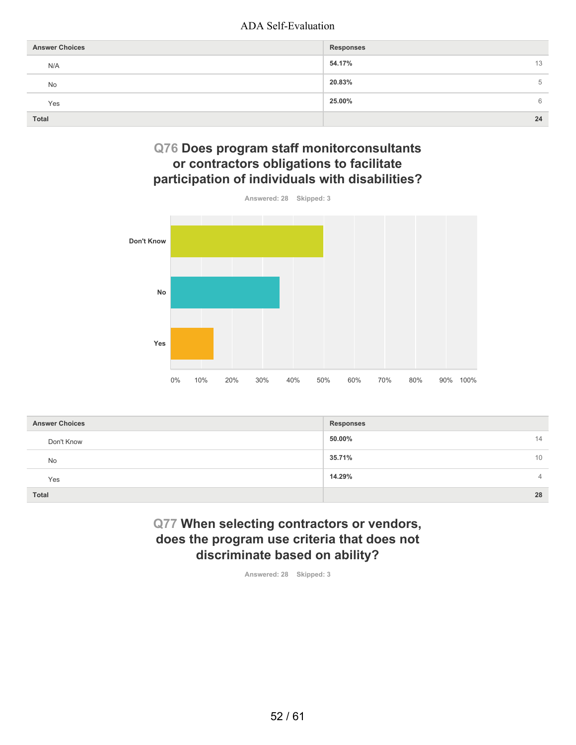| Answer Choices | Responses | |
|---|---|---|
| N/A | 54.17% | 13 |
| No | 20.83% | 5 |
| Yes | 25.00% | 6 |
| Total | | 24 |

## Q76 Does program staff monitorconsultants or contractors obligations to facilitate participation of individuals with disabilities?

Answered: 28 Skipped: 3

| Answer Choices | Responses | |
|---|---|---|
| Don't Know | 50.00% | 14 |
| No | 35.71% | 10 |
| Yes | 14.29% | 4 |
| Total | | 28 |

## Q77 When selecting contractors or vendors, does the program use criteria that does not discriminate based on ability?

Answered: 28 Skipped: 3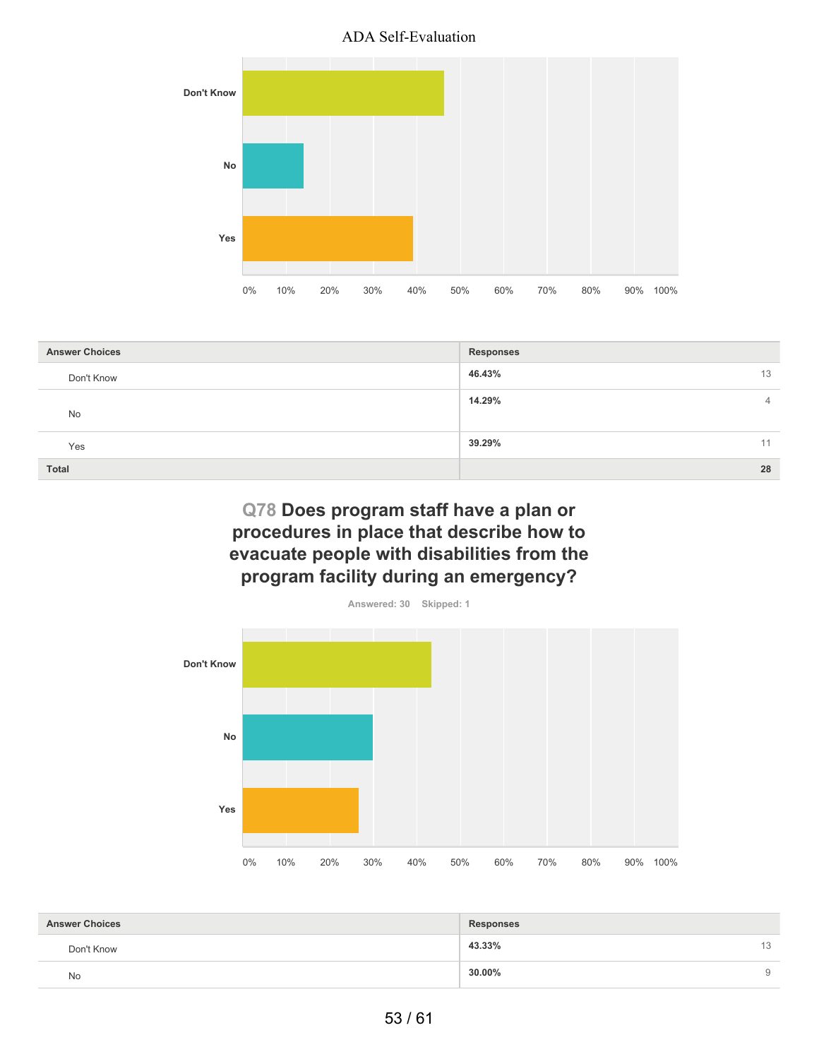| Answer Choices | Responses | |
|---|---|---|
| Don't Know | **46.43%** | 13 |
| No | **14.29%** | 4 |
| Yes | **39.29%** | 11 |
| **Total** | | **28** |

## Q78 Does program staff have a plan or procedures in place that describe how to evacuate people with disabilities from the program facility during an emergency?

Answered: 30 Skipped: 1

| Answer Choices | Responses | |
|---|---|---|
| Don't Know | **43.33%** | 13 |
| No | **30.00%** | 9 |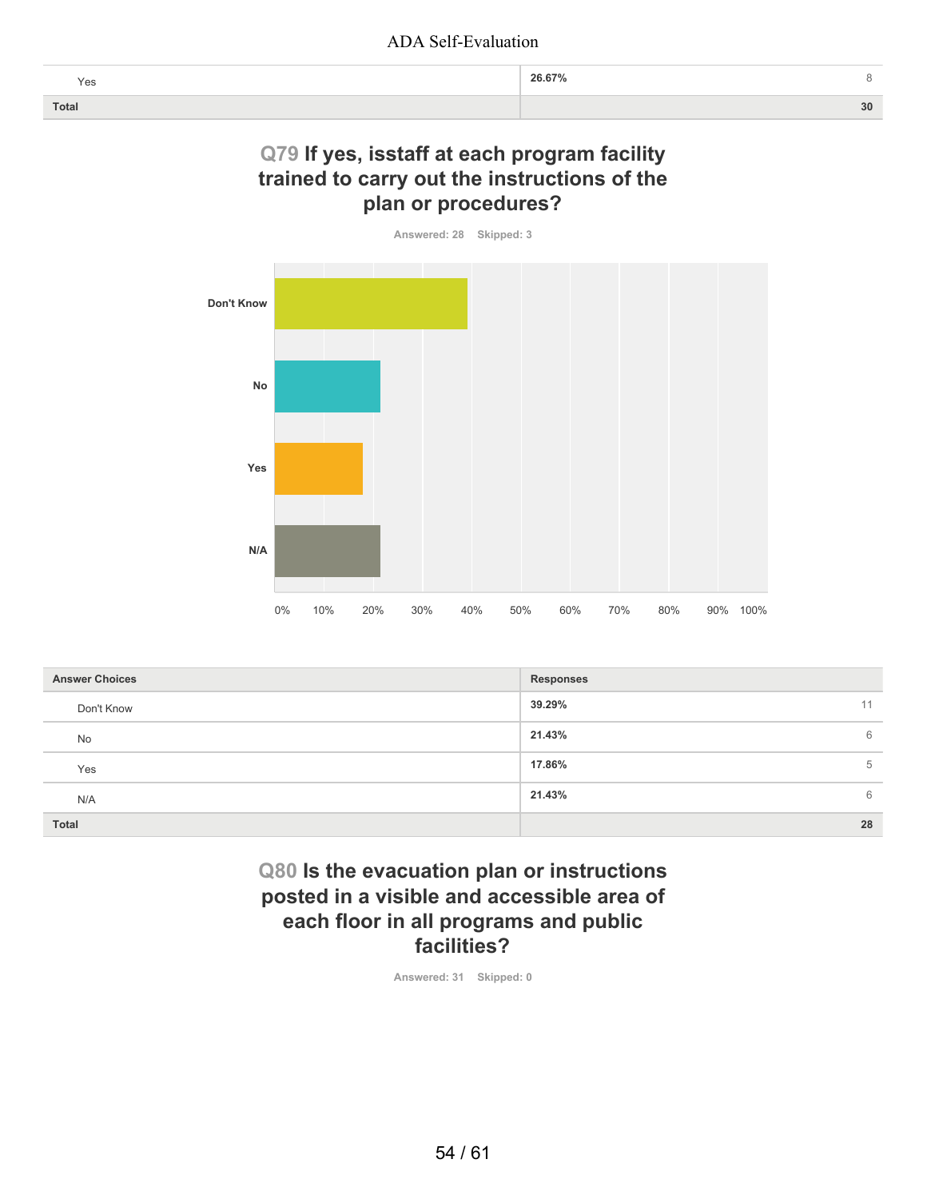| | | |
|---|---|---|
| Yes | 26.67% | 8 |
| **Total** | | **30** |

## Q79 If yes, isstaff at each program facility trained to carry out the instructions of the plan or procedures?

Answered: 28 Skipped: 3

| Answer Choices | Responses | |
|---|---|---|
| Don't Know | 39.29% | 11 |
| No | 21.43% | 6 |
| Yes | 17.86% | 5 |
| N/A | 21.43% | 6 |
| **Total** | | **28** |

## Q80 Is the evacuation plan or instructions posted in a visible and accessible area of each floor in all programs and public facilities?

Answered: 31 Skipped: 0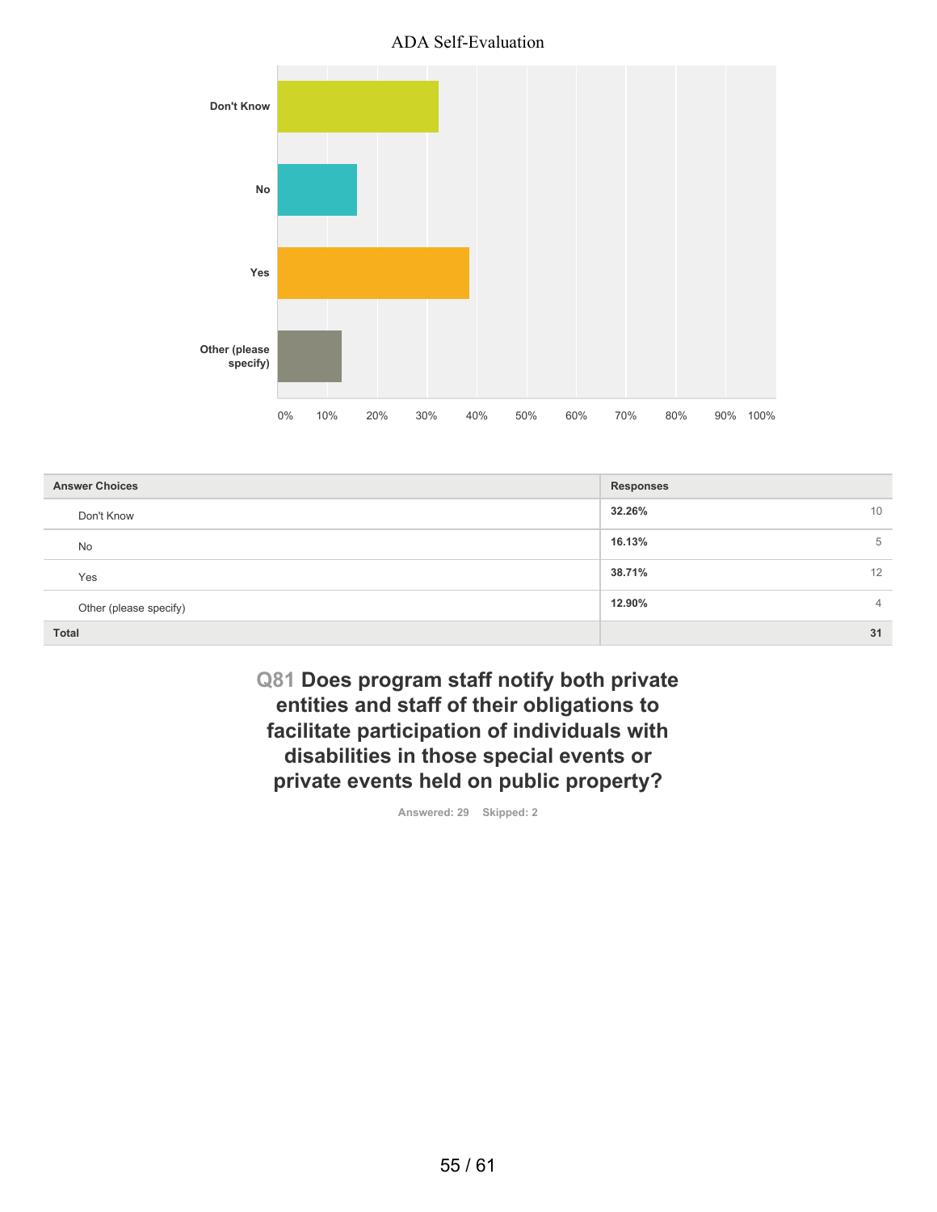ADA Self-Evaluation

| Answer Choices | Responses | |
|---|---|---|
| Don't Know | 32.26% | 10 |
| No | 16.13% | 5 |
| Yes | 38.71% | 12 |
| Other (please specify) | 12.90% | 4 |
| **Total** | | **31** |

## Q81 Does program staff notify both private entities and staff of their obligations to facilitate participation of individuals with disabilities in those special events or private events held on public property?

Answered: 29 Skipped: 2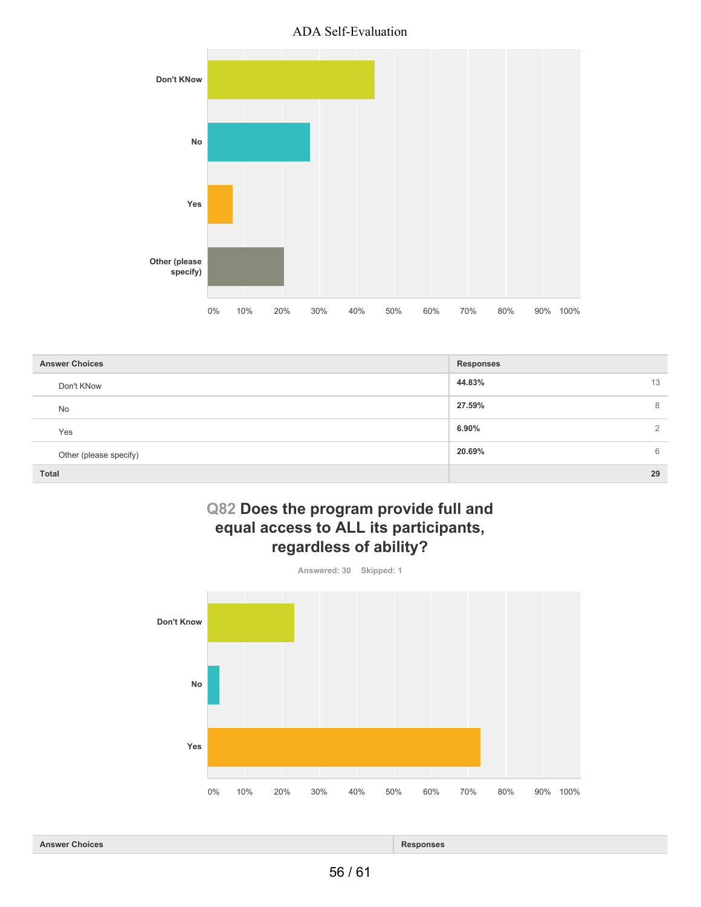| Answer Choices | Responses | |
|---|---|---|
| Don't KNow | 44.83% | 13 |
| No | 27.59% | 8 |
| Yes | 6.90% | 2 |
| Other (please specify) | 20.69% | 6 |
| Total | | 29 |

## Q82 Does the program provide full and equal access to ALL its participants, regardless of ability?

Answered: 30 Skipped: 1

| Answer Choices | Responses |
|---|---|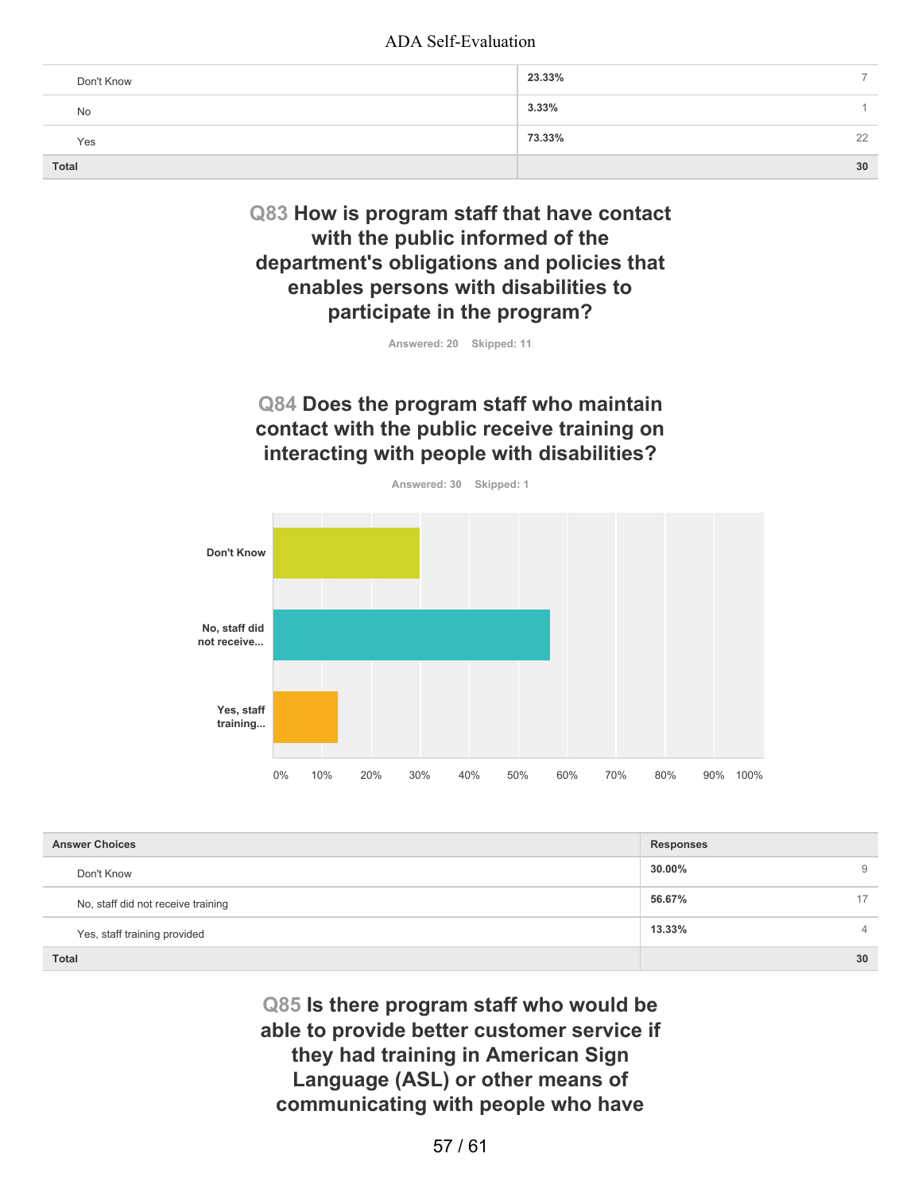| | | |
|---|---|---|
| Don't Know | 23.33% | 7 |
| No | 3.33% | 1 |
| Yes | 73.33% | 22 |
| **Total** | | **30** |

## Q83 How is program staff that have contact with the public informed of the department's obligations and policies that enables persons with disabilities to participate in the program?

Answered: 20 Skipped: 11

## Q84 Does the program staff who maintain contact with the public receive training on interacting with people with disabilities?

Answered: 30 Skipped: 1

| Answer Choices | Responses | |
|---|---|---|
| Don't Know | 30.00% | 9 |
| No, staff did not receive training | 56.67% | 17 |
| Yes, staff training provided | 13.33% | 4 |
| **Total** | | **30** |

## Q85 Is there program staff who would be able to provide better customer service if they had training in American Sign Language (ASL) or other means of communicating with people who have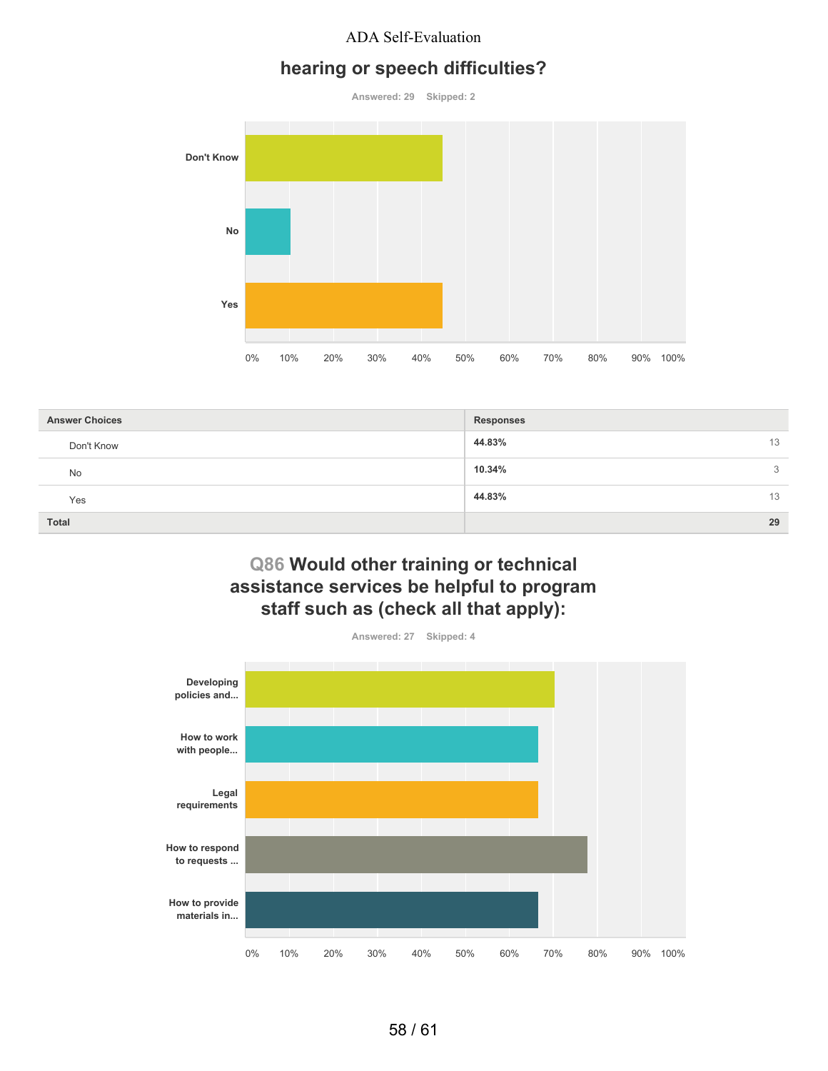## hearing or speech difficulties?

Answered: 29 Skipped: 2

| Answer Choices | Responses | |
|---|---|---|
| Don't Know | 44.83% | 13 |
| No | 10.34% | 3 |
| Yes | 44.83% | 13 |
| Total | | 29 |

## Q86 Would other training or technical assistance services be helpful to program staff such as (check all that apply):

Answered: 27 Skipped: 4

| Answer Choices | Approx. Responses |
|---|---|
| Developing policies and... | ~70% |
| How to work with people... | ~67% |
| Legal requirements | ~67% |
| How to respond to requests ... | ~78% |
| How to provide materials in... | ~67% |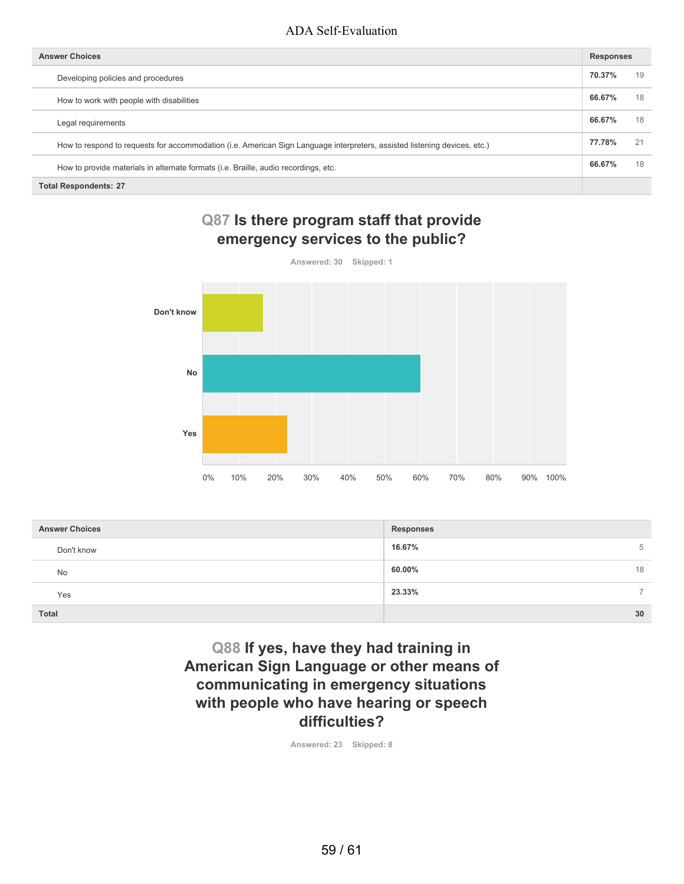| Answer Choices | Responses | |
|---|---|---|
| Developing policies and procedures | 70.37% | 19 |
| How to work with people with disabilities | 66.67% | 18 |
| Legal requirements | 66.67% | 18 |
| How to respond to requests for accommodation (i.e. American Sign Language interpreters, assisted listening devices, etc.) | 77.78% | 21 |
| How to provide materials in alternate formats (i.e. Braille, audio recordings, etc. | 66.67% | 18 |
| **Total Respondents: 27** | | |

## Q87 Is there program staff that provide emergency services to the public?

Answered: 30 Skipped: 1

| Answer Choices | Responses | |
|---|---|---|
| Don't know | 16.67% | 5 |
| No | 60.00% | 18 |
| Yes | 23.33% | 7 |
| **Total** | | **30** |

## Q88 If yes, have they had training in American Sign Language or other means of communicating in emergency situations with people who have hearing or speech difficulties?

Answered: 23 Skipped: 8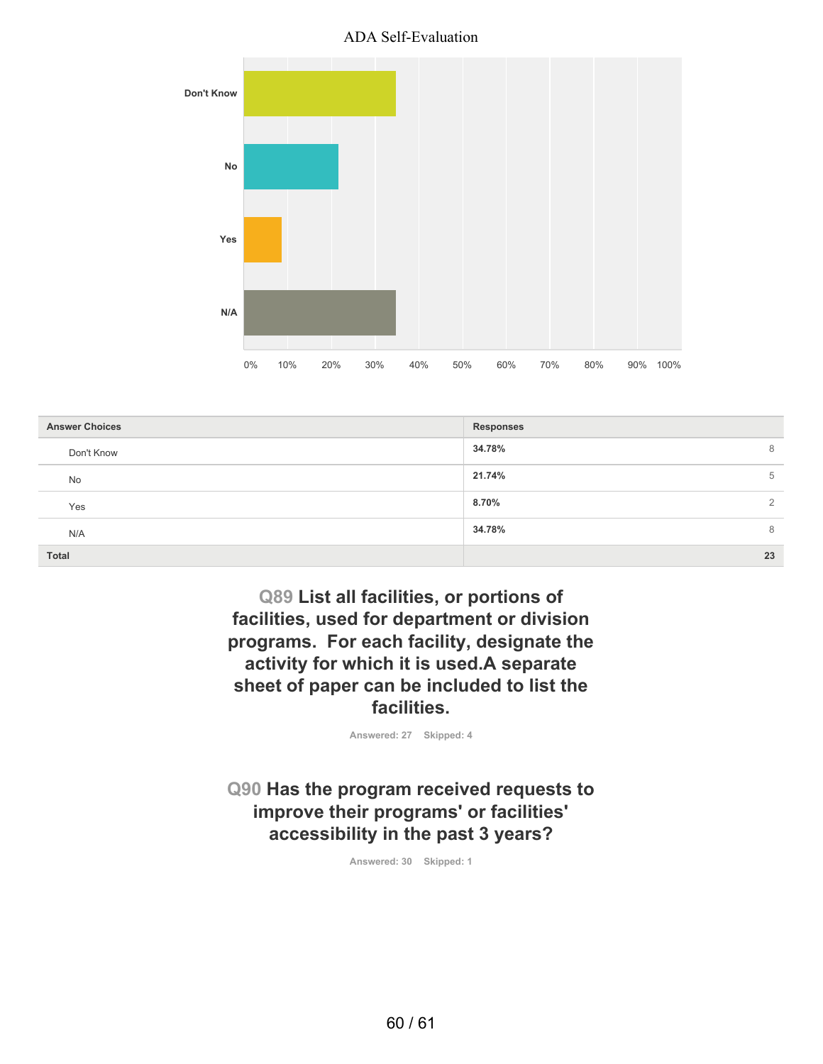| Answer Choices | Responses | |
|---|---|---|
| Don't Know | 34.78% | 8 |
| No | 21.74% | 5 |
| Yes | 8.70% | 2 |
| N/A | 34.78% | 8 |
| **Total** | | **23** |

## Q89 List all facilities, or portions of facilities, used for department or division programs. For each facility, designate the activity for which it is used.A separate sheet of paper can be included to list the facilities.

Answered: 27 Skipped: 4

## Q90 Has the program received requests to improve their programs' or facilities' accessibility in the past 3 years?

Answered: 30 Skipped: 1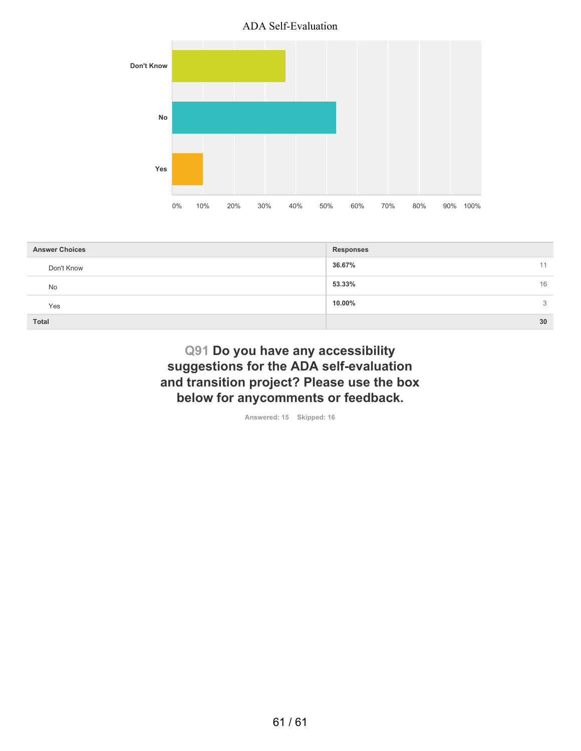ADA Self-Evaluation

Don't Know

No

Yes

0% 10% 20% 30% 40% 50% 60% 70% 80% 90% 100%

| Answer Choices | Responses | |
|---|---|---|
| Don't Know | **36.67%** | 11 |
| No | **53.33%** | 16 |
| Yes | **10.00%** | 3 |
| **Total** | | **30** |

## Q91 Do you have any accessibility suggestions for the ADA self-evaluation and transition project? Please use the box below for anycomments or feedback.

Answered: 15 Skipped: 16